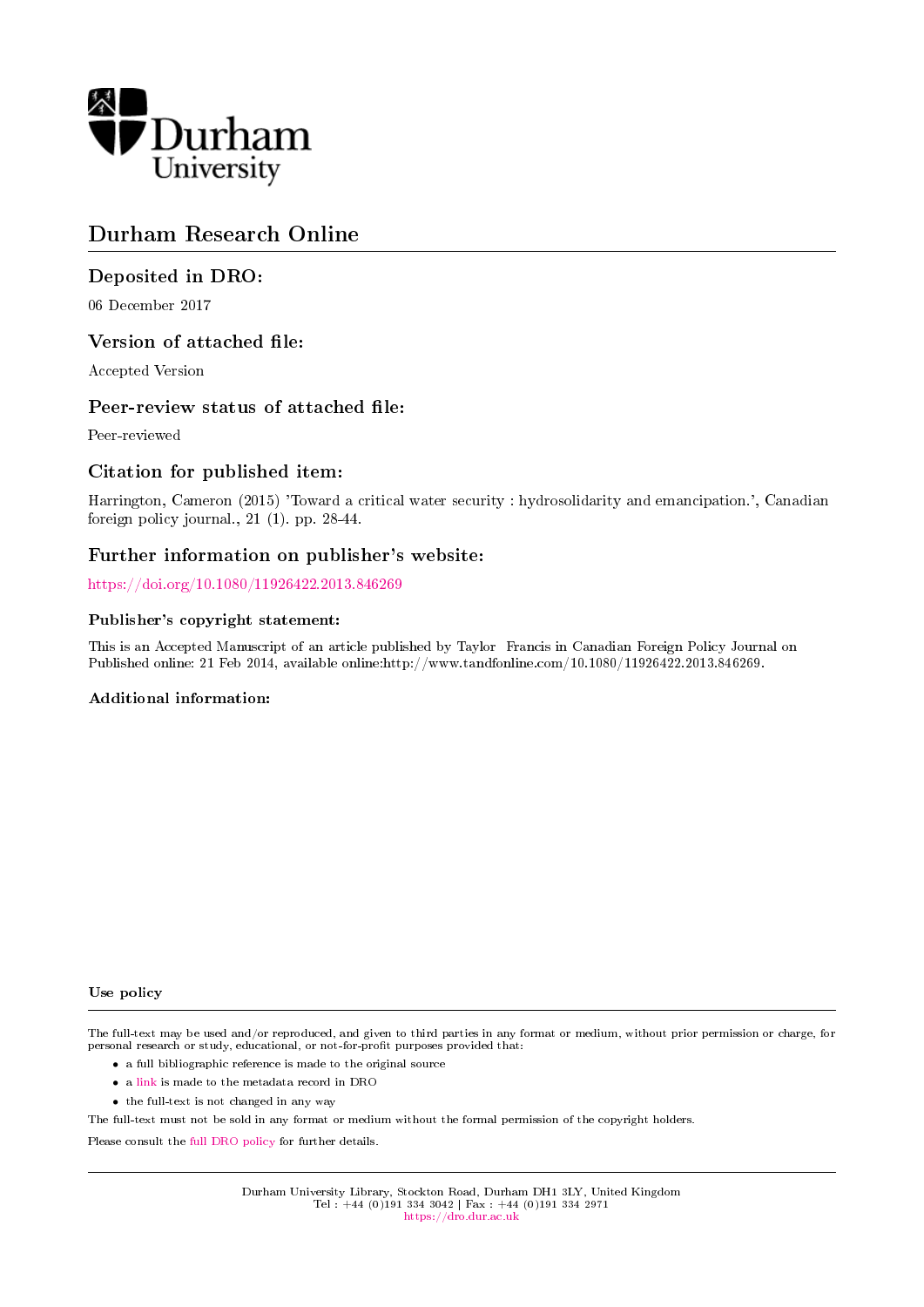Durham University

# Durham Research Online

## Deposited in DRO:

06 December 2017

## Version of attached file:

Accepted Version

## Peer-review status of attached file:

Peer-reviewed

## Citation for published item:

Harrington, Cameron (2015) 'Toward a critical water security : hydrosolidarity and emancipation.', Canadian foreign policy journal., 21 (1). pp. 28-44.

## Further information on publisher's website:

https://doi.org/10.1080/11926422.2013.846269

### Publisher's copyright statement:

This is an Accepted Manuscript of an article published by Taylor Francis in Canadian Foreign Policy Journal on Published online: 21 Feb 2014, available online:http://www.tandfonline.com/10.1080/11926422.2013.846269.

### Additional information:

### Use policy

The full-text may be used and/or reproduced, and given to third parties in any format or medium, without prior permission or charge, for personal research or study, educational, or not-for-profit purposes provided that:

- a full bibliographic reference is made to the original source
- a link is made to the metadata record in DRO
- the full-text is not changed in any way

The full-text must not be sold in any format or medium without the formal permission of the copyright holders.

Please consult the full DRO policy for further details.

Durham University Library, Stockton Road, Durham DH1 3LY, United Kingdom
Tel : +44 (0)191 334 3042 | Fax : +44 (0)191 334 2971
https://dro.dur.ac.uk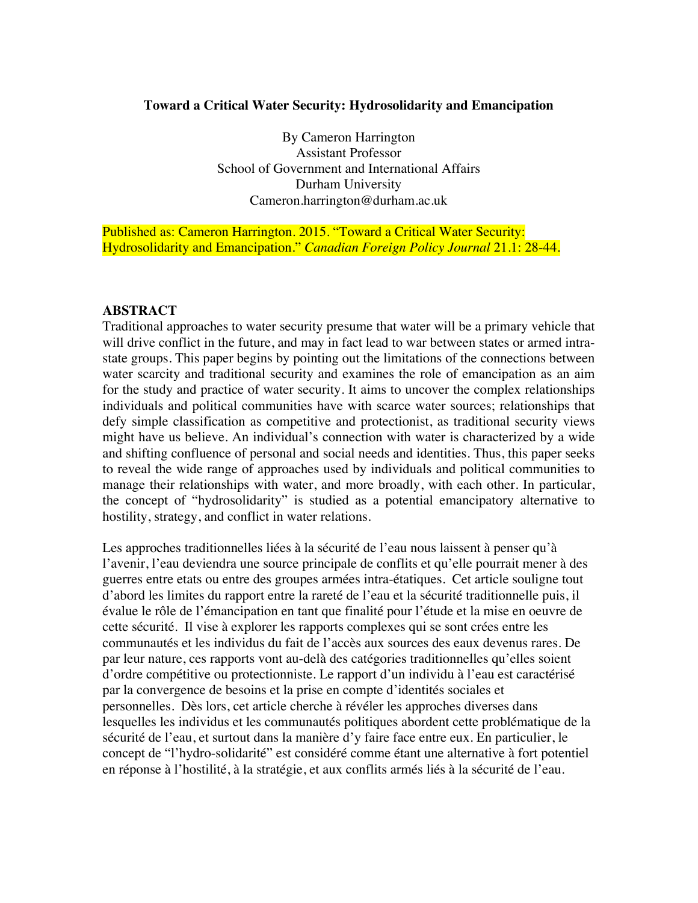**Toward a Critical Water Security: Hydrosolidarity and Emancipation**

By Cameron Harrington
Assistant Professor
School of Government and International Affairs
Durham University
Cameron.harrington@durham.ac.uk

Published as: Cameron Harrington. 2015. "Toward a Critical Water Security: Hydrosolidarity and Emancipation." *Canadian Foreign Policy Journal* 21.1: 28-44.

**ABSTRACT**

Traditional approaches to water security presume that water will be a primary vehicle that will drive conflict in the future, and may in fact lead to war between states or armed intra-state groups. This paper begins by pointing out the limitations of the connections between water scarcity and traditional security and examines the role of emancipation as an aim for the study and practice of water security. It aims to uncover the complex relationships individuals and political communities have with scarce water sources; relationships that defy simple classification as competitive and protectionist, as traditional security views might have us believe. An individual's connection with water is characterized by a wide and shifting confluence of personal and social needs and identities. Thus, this paper seeks to reveal the wide range of approaches used by individuals and political communities to manage their relationships with water, and more broadly, with each other. In particular, the concept of "hydrosolidarity" is studied as a potential emancipatory alternative to hostility, strategy, and conflict in water relations.

Les approches traditionnelles liées à la sécurité de l'eau nous laissent à penser qu'à l'avenir, l'eau deviendra une source principale de conflits et qu'elle pourrait mener à des guerres entre etats ou entre des groupes armées intra-étatiques. Cet article souligne tout d'abord les limites du rapport entre la rareté de l'eau et la sécurité traditionnelle puis, il évalue le rôle de l'émancipation en tant que finalité pour l'étude et la mise en oeuvre de cette sécurité. Il vise à explorer les rapports complexes qui se sont crées entre les communautés et les individus du fait de l'accès aux sources des eaux devenus rares. De par leur nature, ces rapports vont au-delà des catégories traditionnelles qu'elles soient d'ordre compétitive ou protectionniste. Le rapport d'un individu à l'eau est caractérisé par la convergence de besoins et la prise en compte d'identités sociales et personnelles. Dès lors, cet article cherche à révéler les approches diverses dans lesquelles les individus et les communautés politiques abordent cette problématique de la sécurité de l'eau, et surtout dans la manière d'y faire face entre eux. En particulier, le concept de "l'hydro-solidarité" est considéré comme étant une alternative à fort potentiel en réponse à l'hostilité, à la stratégie, et aux conflits armés liés à la sécurité de l'eau.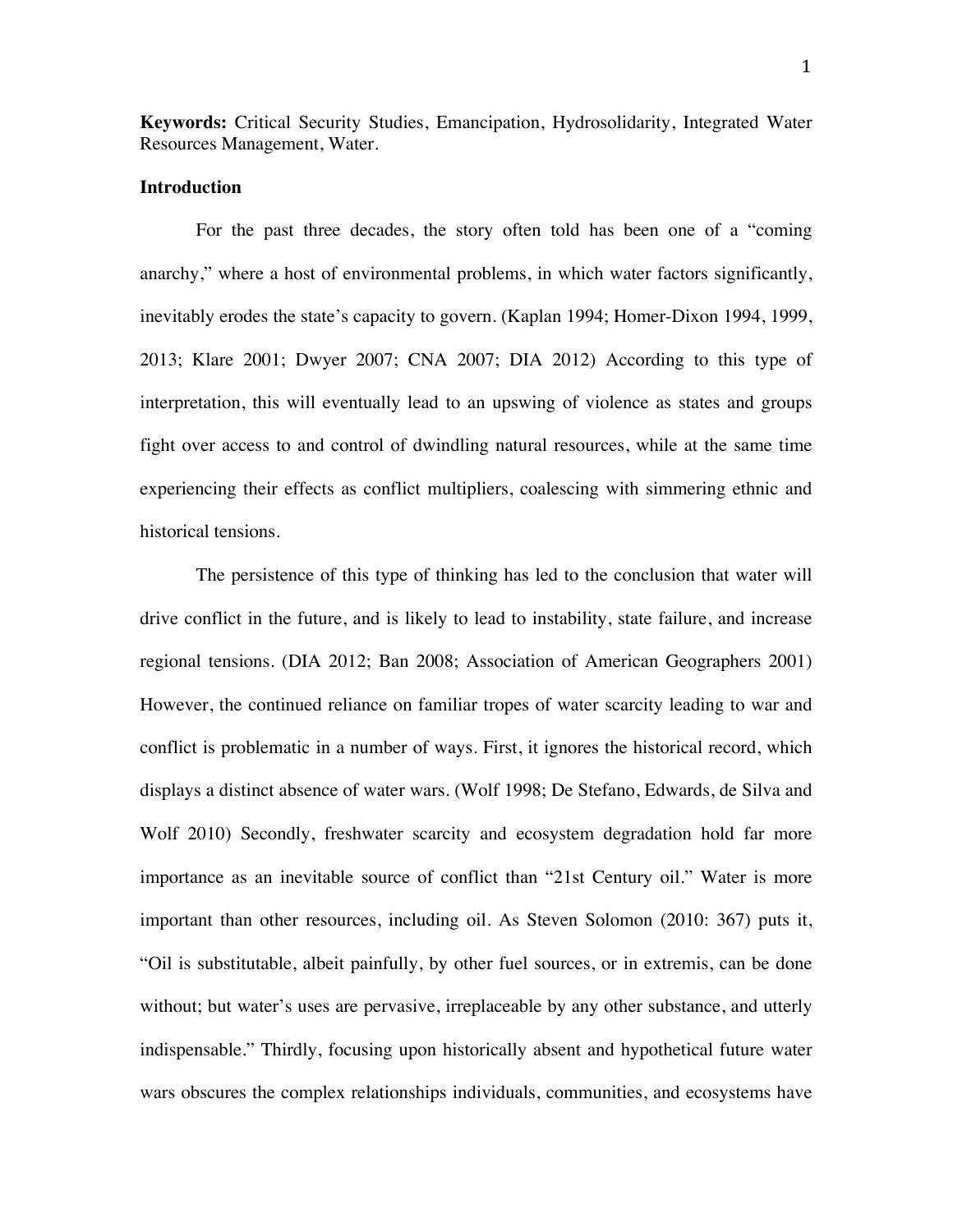**Keywords:** Critical Security Studies, Emancipation, Hydrosolidarity, Integrated Water Resources Management, Water.

## Introduction

For the past three decades, the story often told has been one of a "coming anarchy," where a host of environmental problems, in which water factors significantly, inevitably erodes the state's capacity to govern. (Kaplan 1994; Homer-Dixon 1994, 1999, 2013; Klare 2001; Dwyer 2007; CNA 2007; DIA 2012) According to this type of interpretation, this will eventually lead to an upswing of violence as states and groups fight over access to and control of dwindling natural resources, while at the same time experiencing their effects as conflict multipliers, coalescing with simmering ethnic and historical tensions.

The persistence of this type of thinking has led to the conclusion that water will drive conflict in the future, and is likely to lead to instability, state failure, and increase regional tensions. (DIA 2012; Ban 2008; Association of American Geographers 2001) However, the continued reliance on familiar tropes of water scarcity leading to war and conflict is problematic in a number of ways. First, it ignores the historical record, which displays a distinct absence of water wars. (Wolf 1998; De Stefano, Edwards, de Silva and Wolf 2010) Secondly, freshwater scarcity and ecosystem degradation hold far more importance as an inevitable source of conflict than "21st Century oil." Water is more important than other resources, including oil. As Steven Solomon (2010: 367) puts it, "Oil is substitutable, albeit painfully, by other fuel sources, or in extremis, can be done without; but water's uses are pervasive, irreplaceable by any other substance, and utterly indispensable." Thirdly, focusing upon historically absent and hypothetical future water wars obscures the complex relationships individuals, communities, and ecosystems have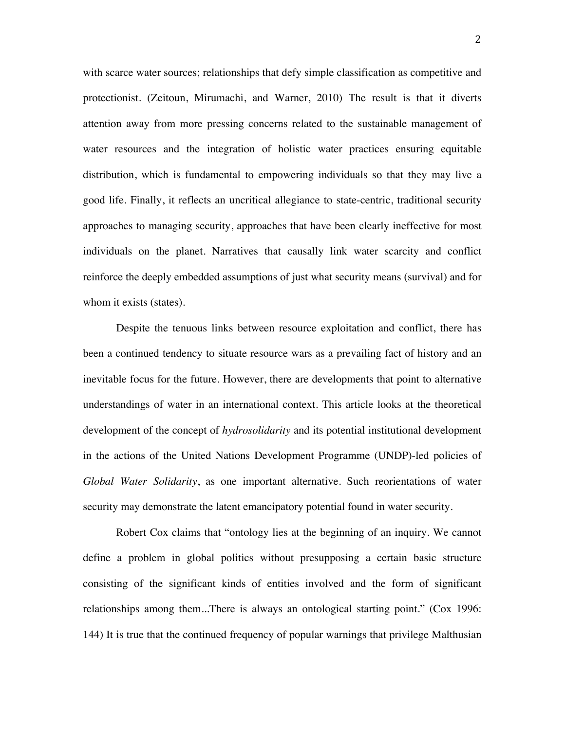with scarce water sources; relationships that defy simple classification as competitive and protectionist. (Zeitoun, Mirumachi, and Warner, 2010) The result is that it diverts attention away from more pressing concerns related to the sustainable management of water resources and the integration of holistic water practices ensuring equitable distribution, which is fundamental to empowering individuals so that they may live a good life. Finally, it reflects an uncritical allegiance to state-centric, traditional security approaches to managing security, approaches that have been clearly ineffective for most individuals on the planet. Narratives that causally link water scarcity and conflict reinforce the deeply embedded assumptions of just what security means (survival) and for whom it exists (states).

Despite the tenuous links between resource exploitation and conflict, there has been a continued tendency to situate resource wars as a prevailing fact of history and an inevitable focus for the future. However, there are developments that point to alternative understandings of water in an international context. This article looks at the theoretical development of the concept of *hydrosolidarity* and its potential institutional development in the actions of the United Nations Development Programme (UNDP)-led policies of *Global Water Solidarity*, as one important alternative. Such reorientations of water security may demonstrate the latent emancipatory potential found in water security.

Robert Cox claims that "ontology lies at the beginning of an inquiry. We cannot define a problem in global politics without presupposing a certain basic structure consisting of the significant kinds of entities involved and the form of significant relationships among them...There is always an ontological starting point." (Cox 1996: 144) It is true that the continued frequency of popular warnings that privilege Malthusian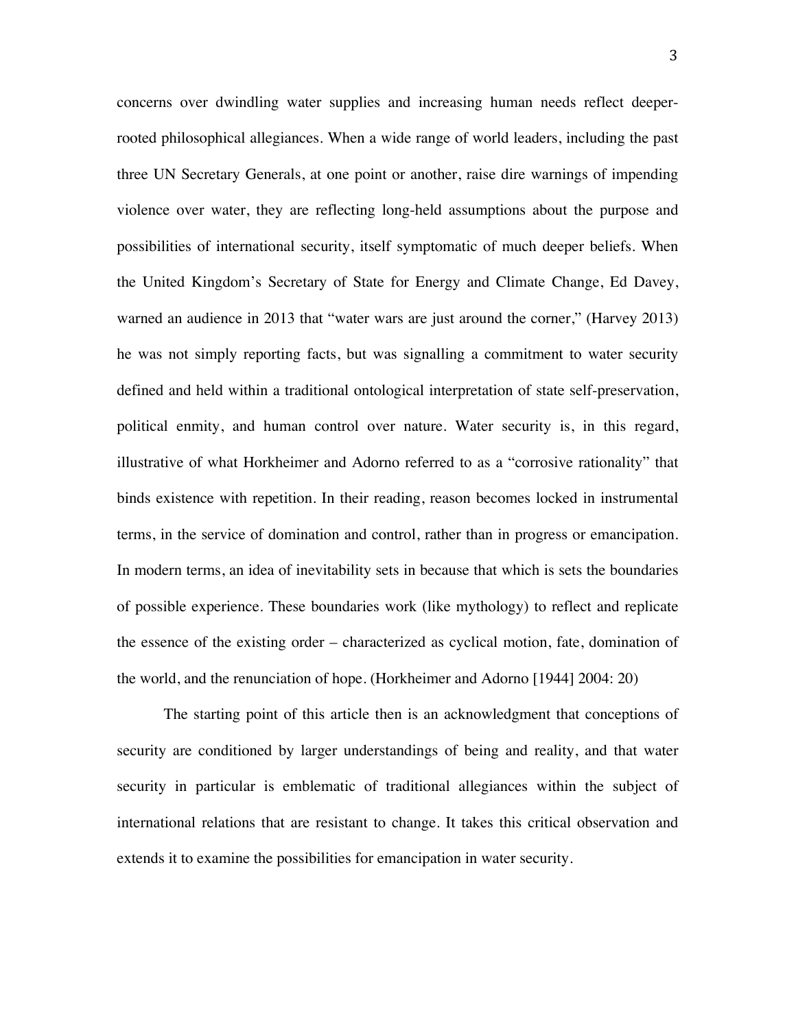concerns over dwindling water supplies and increasing human needs reflect deeper-rooted philosophical allegiances. When a wide range of world leaders, including the past three UN Secretary Generals, at one point or another, raise dire warnings of impending violence over water, they are reflecting long-held assumptions about the purpose and possibilities of international security, itself symptomatic of much deeper beliefs. When the United Kingdom's Secretary of State for Energy and Climate Change, Ed Davey, warned an audience in 2013 that "water wars are just around the corner," (Harvey 2013) he was not simply reporting facts, but was signalling a commitment to water security defined and held within a traditional ontological interpretation of state self-preservation, political enmity, and human control over nature. Water security is, in this regard, illustrative of what Horkheimer and Adorno referred to as a "corrosive rationality" that binds existence with repetition. In their reading, reason becomes locked in instrumental terms, in the service of domination and control, rather than in progress or emancipation. In modern terms, an idea of inevitability sets in because that which is sets the boundaries of possible experience. These boundaries work (like mythology) to reflect and replicate the essence of the existing order – characterized as cyclical motion, fate, domination of the world, and the renunciation of hope. (Horkheimer and Adorno [1944] 2004: 20)

The starting point of this article then is an acknowledgment that conceptions of security are conditioned by larger understandings of being and reality, and that water security in particular is emblematic of traditional allegiances within the subject of international relations that are resistant to change. It takes this critical observation and extends it to examine the possibilities for emancipation in water security.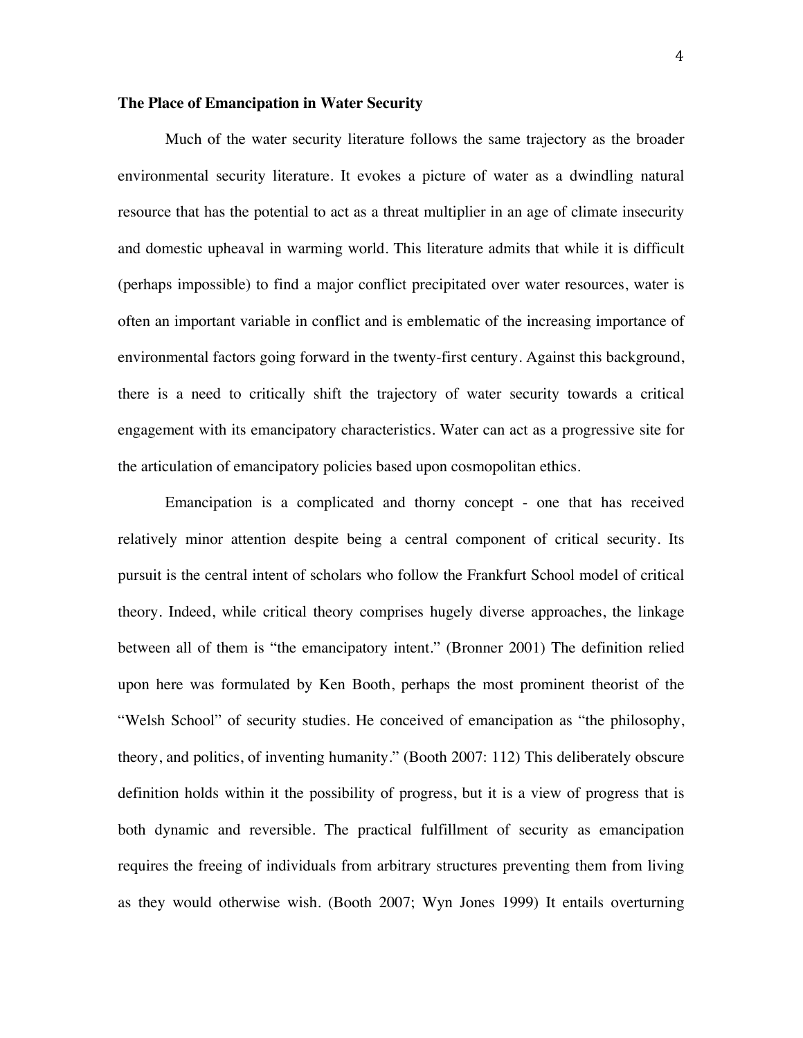**The Place of Emancipation in Water Security**

Much of the water security literature follows the same trajectory as the broader environmental security literature. It evokes a picture of water as a dwindling natural resource that has the potential to act as a threat multiplier in an age of climate insecurity and domestic upheaval in warming world. This literature admits that while it is difficult (perhaps impossible) to find a major conflict precipitated over water resources, water is often an important variable in conflict and is emblematic of the increasing importance of environmental factors going forward in the twenty-first century. Against this background, there is a need to critically shift the trajectory of water security towards a critical engagement with its emancipatory characteristics. Water can act as a progressive site for the articulation of emancipatory policies based upon cosmopolitan ethics.

Emancipation is a complicated and thorny concept - one that has received relatively minor attention despite being a central component of critical security. Its pursuit is the central intent of scholars who follow the Frankfurt School model of critical theory. Indeed, while critical theory comprises hugely diverse approaches, the linkage between all of them is "the emancipatory intent." (Bronner 2001) The definition relied upon here was formulated by Ken Booth, perhaps the most prominent theorist of the "Welsh School" of security studies. He conceived of emancipation as "the philosophy, theory, and politics, of inventing humanity." (Booth 2007: 112) This deliberately obscure definition holds within it the possibility of progress, but it is a view of progress that is both dynamic and reversible. The practical fulfillment of security as emancipation requires the freeing of individuals from arbitrary structures preventing them from living as they would otherwise wish. (Booth 2007; Wyn Jones 1999) It entails overturning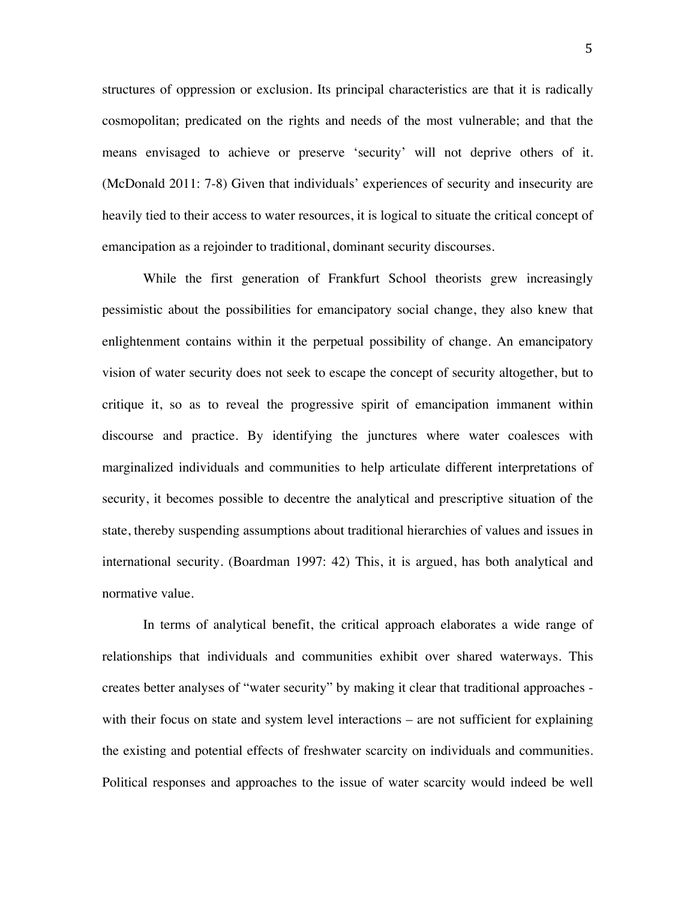structures of oppression or exclusion. Its principal characteristics are that it is radically cosmopolitan; predicated on the rights and needs of the most vulnerable; and that the means envisaged to achieve or preserve 'security' will not deprive others of it. (McDonald 2011: 7-8) Given that individuals' experiences of security and insecurity are heavily tied to their access to water resources, it is logical to situate the critical concept of emancipation as a rejoinder to traditional, dominant security discourses.

While the first generation of Frankfurt School theorists grew increasingly pessimistic about the possibilities for emancipatory social change, they also knew that enlightenment contains within it the perpetual possibility of change. An emancipatory vision of water security does not seek to escape the concept of security altogether, but to critique it, so as to reveal the progressive spirit of emancipation immanent within discourse and practice. By identifying the junctures where water coalesces with marginalized individuals and communities to help articulate different interpretations of security, it becomes possible to decentre the analytical and prescriptive situation of the state, thereby suspending assumptions about traditional hierarchies of values and issues in international security. (Boardman 1997: 42) This, it is argued, has both analytical and normative value.

In terms of analytical benefit, the critical approach elaborates a wide range of relationships that individuals and communities exhibit over shared waterways. This creates better analyses of "water security" by making it clear that traditional approaches - with their focus on state and system level interactions – are not sufficient for explaining the existing and potential effects of freshwater scarcity on individuals and communities. Political responses and approaches to the issue of water scarcity would indeed be well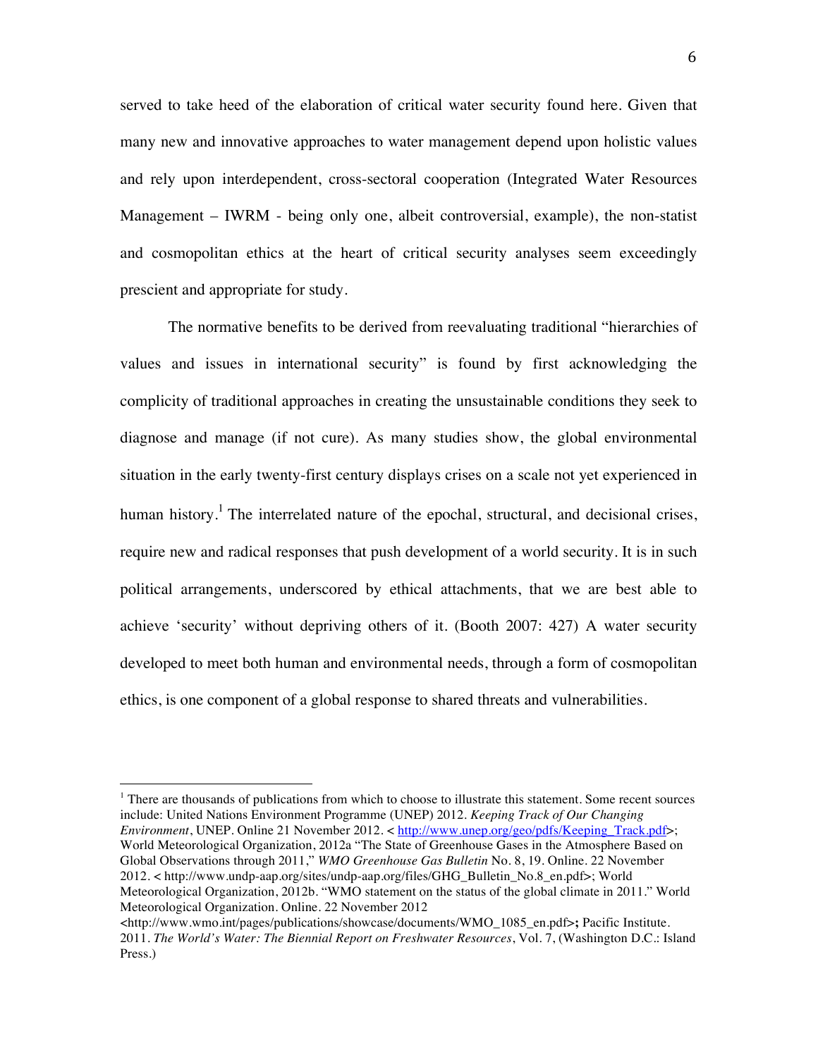served to take heed of the elaboration of critical water security found here. Given that many new and innovative approaches to water management depend upon holistic values and rely upon interdependent, cross-sectoral cooperation (Integrated Water Resources Management – IWRM - being only one, albeit controversial, example), the non-statist and cosmopolitan ethics at the heart of critical security analyses seem exceedingly prescient and appropriate for study.

The normative benefits to be derived from reevaluating traditional "hierarchies of values and issues in international security" is found by first acknowledging the complicity of traditional approaches in creating the unsustainable conditions they seek to diagnose and manage (if not cure). As many studies show, the global environmental situation in the early twenty-first century displays crises on a scale not yet experienced in human history.[1] The interrelated nature of the epochal, structural, and decisional crises, require new and radical responses that push development of a world security. It is in such political arrangements, underscored by ethical attachments, that we are best able to achieve 'security' without depriving others of it. (Booth 2007: 427) A water security developed to meet both human and environmental needs, through a form of cosmopolitan ethics, is one component of a global response to shared threats and vulnerabilities.

---

[1] There are thousands of publications from which to choose to illustrate this statement. Some recent sources include: United Nations Environment Programme (UNEP) 2012. *Keeping Track of Our Changing Environment*, UNEP. Online 21 November 2012. < http://www.unep.org/geo/pdfs/Keeping_Track.pdf>; World Meteorological Organization, 2012a "The State of Greenhouse Gases in the Atmosphere Based on Global Observations through 2011," *WMO Greenhouse Gas Bulletin* No. 8, 19. Online. 22 November 2012. < http://www.undp-aap.org/sites/undp-aap.org/files/GHG_Bulletin_No.8_en.pdf>; World Meteorological Organization, 2012b. "WMO statement on the status of the global climate in 2011." World Meteorological Organization. Online. 22 November 2012 <http://www.wmo.int/pages/publications/showcase/documents/WMO_1085_en.pdf>**;** Pacific Institute. 2011. *The World's Water: The Biennial Report on Freshwater Resources*, Vol. 7, (Washington D.C.: Island Press.)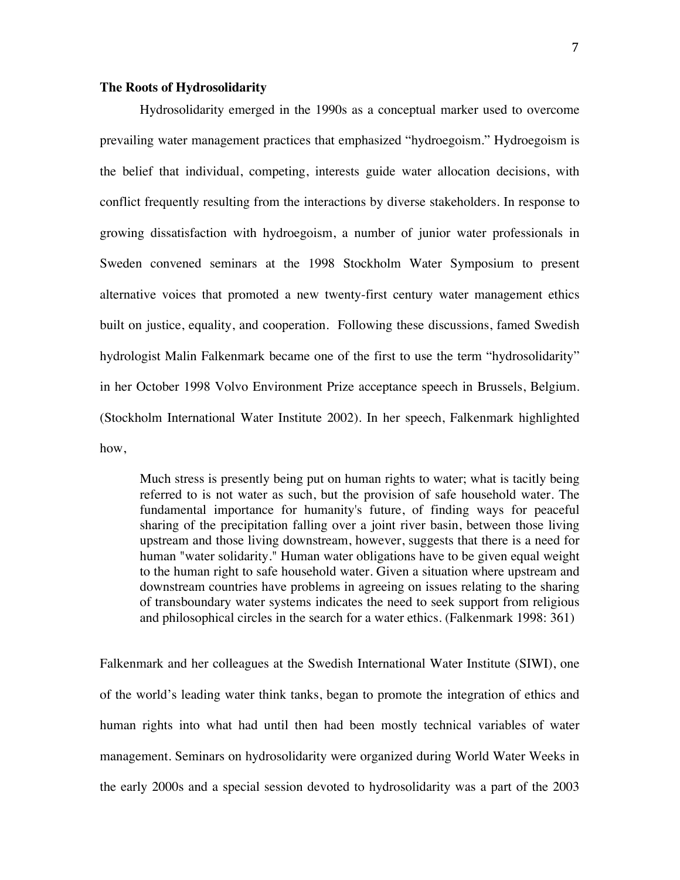**The Roots of Hydrosolidarity**

Hydrosolidarity emerged in the 1990s as a conceptual marker used to overcome prevailing water management practices that emphasized "hydroegoism." Hydroegoism is the belief that individual, competing, interests guide water allocation decisions, with conflict frequently resulting from the interactions by diverse stakeholders. In response to growing dissatisfaction with hydroegoism, a number of junior water professionals in Sweden convened seminars at the 1998 Stockholm Water Symposium to present alternative voices that promoted a new twenty-first century water management ethics built on justice, equality, and cooperation. Following these discussions, famed Swedish hydrologist Malin Falkenmark became one of the first to use the term "hydrosolidarity" in her October 1998 Volvo Environment Prize acceptance speech in Brussels, Belgium. (Stockholm International Water Institute 2002). In her speech, Falkenmark highlighted how,

> Much stress is presently being put on human rights to water; what is tacitly being referred to is not water as such, but the provision of safe household water. The fundamental importance for humanity's future, of finding ways for peaceful sharing of the precipitation falling over a joint river basin, between those living upstream and those living downstream, however, suggests that there is a need for human "water solidarity." Human water obligations have to be given equal weight to the human right to safe household water. Given a situation where upstream and downstream countries have problems in agreeing on issues relating to the sharing of transboundary water systems indicates the need to seek support from religious and philosophical circles in the search for a water ethics. (Falkenmark 1998: 361)

Falkenmark and her colleagues at the Swedish International Water Institute (SIWI), one of the world's leading water think tanks, began to promote the integration of ethics and human rights into what had until then had been mostly technical variables of water management. Seminars on hydrosolidarity were organized during World Water Weeks in the early 2000s and a special session devoted to hydrosolidarity was a part of the 2003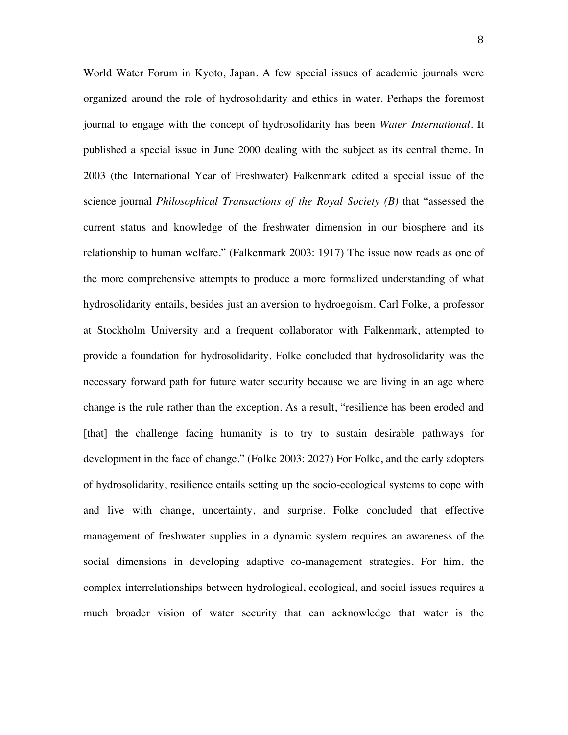World Water Forum in Kyoto, Japan. A few special issues of academic journals were organized around the role of hydrosolidarity and ethics in water. Perhaps the foremost journal to engage with the concept of hydrosolidarity has been *Water International*. It published a special issue in June 2000 dealing with the subject as its central theme. In 2003 (the International Year of Freshwater) Falkenmark edited a special issue of the science journal *Philosophical Transactions of the Royal Society (B)* that "assessed the current status and knowledge of the freshwater dimension in our biosphere and its relationship to human welfare." (Falkenmark 2003: 1917) The issue now reads as one of the more comprehensive attempts to produce a more formalized understanding of what hydrosolidarity entails, besides just an aversion to hydroegoism. Carl Folke, a professor at Stockholm University and a frequent collaborator with Falkenmark, attempted to provide a foundation for hydrosolidarity. Folke concluded that hydrosolidarity was the necessary forward path for future water security because we are living in an age where change is the rule rather than the exception. As a result, "resilience has been eroded and [that] the challenge facing humanity is to try to sustain desirable pathways for development in the face of change." (Folke 2003: 2027) For Folke, and the early adopters of hydrosolidarity, resilience entails setting up the socio-ecological systems to cope with and live with change, uncertainty, and surprise. Folke concluded that effective management of freshwater supplies in a dynamic system requires an awareness of the social dimensions in developing adaptive co-management strategies. For him, the complex interrelationships between hydrological, ecological, and social issues requires a much broader vision of water security that can acknowledge that water is the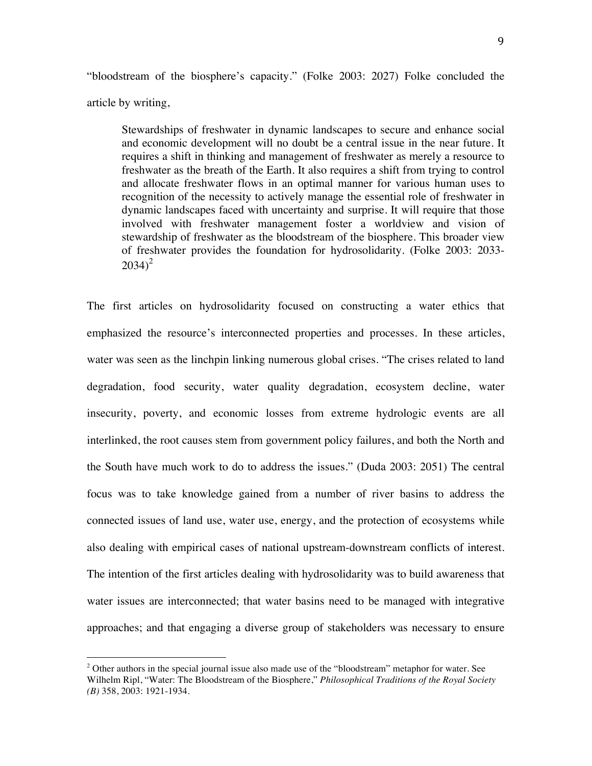"bloodstream of the biosphere's capacity." (Folke 2003: 2027) Folke concluded the article by writing,

> Stewardships of freshwater in dynamic landscapes to secure and enhance social and economic development will no doubt be a central issue in the near future. It requires a shift in thinking and management of freshwater as merely a resource to freshwater as the breath of the Earth. It also requires a shift from trying to control and allocate freshwater flows in an optimal manner for various human uses to recognition of the necessity to actively manage the essential role of freshwater in dynamic landscapes faced with uncertainty and surprise. It will require that those involved with freshwater management foster a worldview and vision of stewardship of freshwater as the bloodstream of the biosphere. This broader view of freshwater provides the foundation for hydrosolidarity. (Folke 2003: 2033-2034)[2]

The first articles on hydrosolidarity focused on constructing a water ethics that emphasized the resource's interconnected properties and processes. In these articles, water was seen as the linchpin linking numerous global crises. "The crises related to land degradation, food security, water quality degradation, ecosystem decline, water insecurity, poverty, and economic losses from extreme hydrologic events are all interlinked, the root causes stem from government policy failures, and both the North and the South have much work to do to address the issues." (Duda 2003: 2051) The central focus was to take knowledge gained from a number of river basins to address the connected issues of land use, water use, energy, and the protection of ecosystems while also dealing with empirical cases of national upstream-downstream conflicts of interest. The intention of the first articles dealing with hydrosolidarity was to build awareness that water issues are interconnected; that water basins need to be managed with integrative approaches; and that engaging a diverse group of stakeholders was necessary to ensure

---

[2] Other authors in the special journal issue also made use of the "bloodstream" metaphor for water. See Wilhelm Ripl, "Water: The Bloodstream of the Biosphere," *Philosophical Traditions of the Royal Society (B)* 358, 2003: 1921-1934.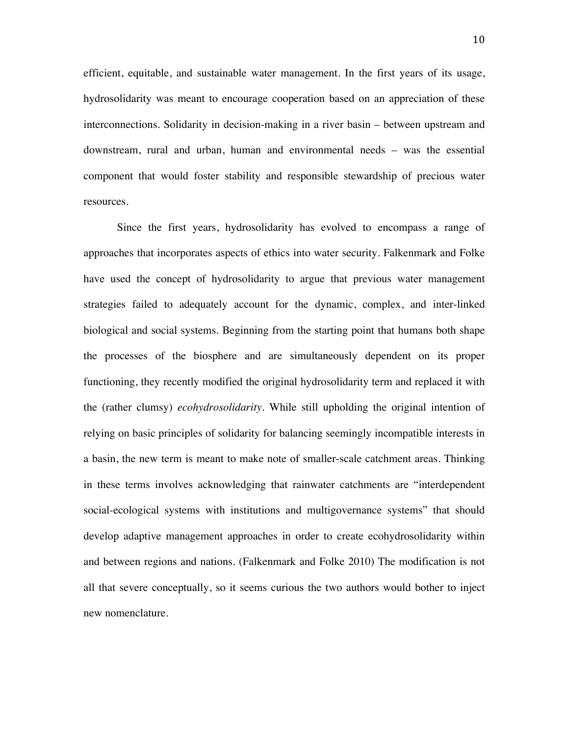efficient, equitable, and sustainable water management. In the first years of its usage, hydrosolidarity was meant to encourage cooperation based on an appreciation of these interconnections. Solidarity in decision-making in a river basin – between upstream and downstream, rural and urban, human and environmental needs – was the essential component that would foster stability and responsible stewardship of precious water resources.

Since the first years, hydrosolidarity has evolved to encompass a range of approaches that incorporates aspects of ethics into water security. Falkenmark and Folke have used the concept of hydrosolidarity to argue that previous water management strategies failed to adequately account for the dynamic, complex, and inter-linked biological and social systems. Beginning from the starting point that humans both shape the processes of the biosphere and are simultaneously dependent on its proper functioning, they recently modified the original hydrosolidarity term and replaced it with the (rather clumsy) *ecohydrosolidarity*. While still upholding the original intention of relying on basic principles of solidarity for balancing seemingly incompatible interests in a basin, the new term is meant to make note of smaller-scale catchment areas. Thinking in these terms involves acknowledging that rainwater catchments are "interdependent social-ecological systems with institutions and multigovernance systems" that should develop adaptive management approaches in order to create ecohydrosolidarity within and between regions and nations. (Falkenmark and Folke 2010) The modification is not all that severe conceptually, so it seems curious the two authors would bother to inject new nomenclature.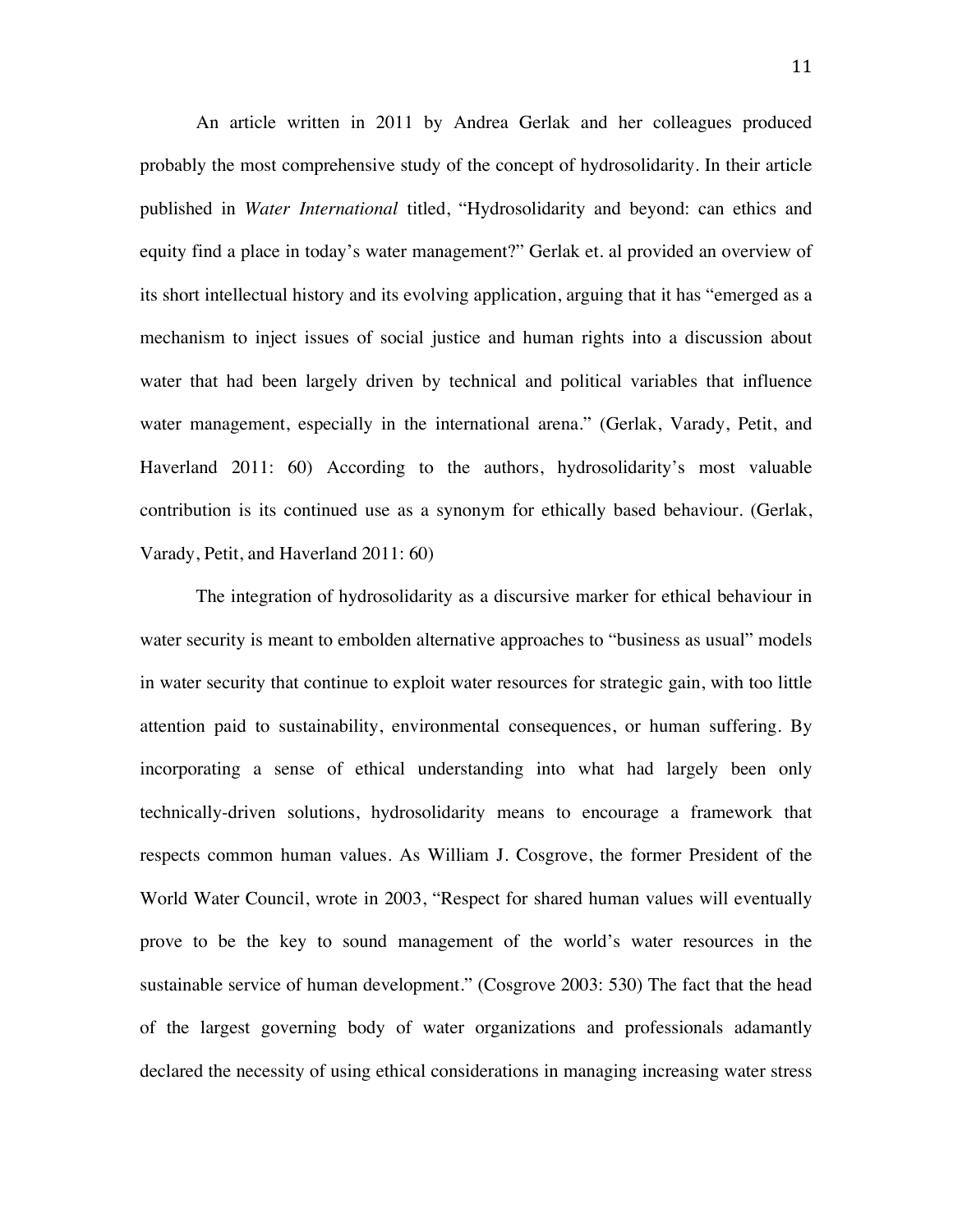An article written in 2011 by Andrea Gerlak and her colleagues produced probably the most comprehensive study of the concept of hydrosolidarity. In their article published in *Water International* titled, "Hydrosolidarity and beyond: can ethics and equity find a place in today's water management?" Gerlak et. al provided an overview of its short intellectual history and its evolving application, arguing that it has "emerged as a mechanism to inject issues of social justice and human rights into a discussion about water that had been largely driven by technical and political variables that influence water management, especially in the international arena." (Gerlak, Varady, Petit, and Haverland 2011: 60) According to the authors, hydrosolidarity's most valuable contribution is its continued use as a synonym for ethically based behaviour. (Gerlak, Varady, Petit, and Haverland 2011: 60)

The integration of hydrosolidarity as a discursive marker for ethical behaviour in water security is meant to embolden alternative approaches to "business as usual" models in water security that continue to exploit water resources for strategic gain, with too little attention paid to sustainability, environmental consequences, or human suffering. By incorporating a sense of ethical understanding into what had largely been only technically-driven solutions, hydrosolidarity means to encourage a framework that respects common human values. As William J. Cosgrove, the former President of the World Water Council, wrote in 2003, "Respect for shared human values will eventually prove to be the key to sound management of the world's water resources in the sustainable service of human development." (Cosgrove 2003: 530) The fact that the head of the largest governing body of water organizations and professionals adamantly declared the necessity of using ethical considerations in managing increasing water stress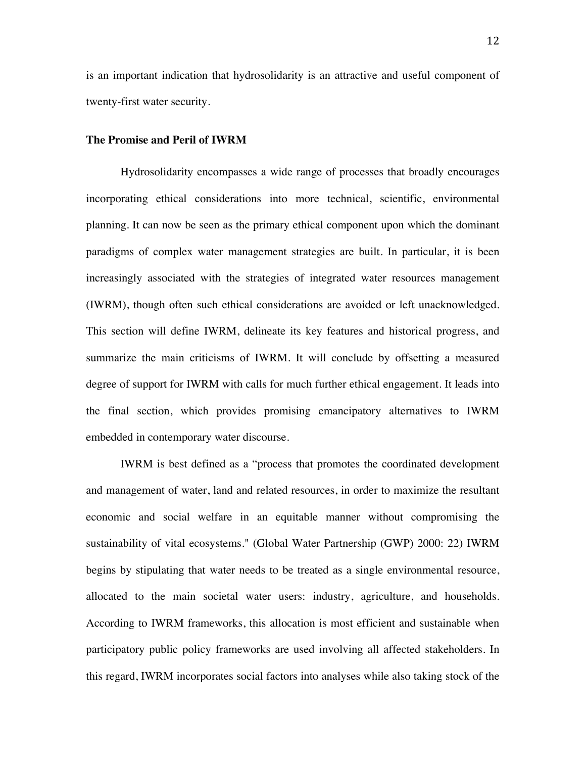is an important indication that hydrosolidarity is an attractive and useful component of twenty-first water security.

**The Promise and Peril of IWRM**

Hydrosolidarity encompasses a wide range of processes that broadly encourages incorporating ethical considerations into more technical, scientific, environmental planning. It can now be seen as the primary ethical component upon which the dominant paradigms of complex water management strategies are built. In particular, it is been increasingly associated with the strategies of integrated water resources management (IWRM), though often such ethical considerations are avoided or left unacknowledged. This section will define IWRM, delineate its key features and historical progress, and summarize the main criticisms of IWRM. It will conclude by offsetting a measured degree of support for IWRM with calls for much further ethical engagement. It leads into the final section, which provides promising emancipatory alternatives to IWRM embedded in contemporary water discourse.

IWRM is best defined as a "process that promotes the coordinated development and management of water, land and related resources, in order to maximize the resultant economic and social welfare in an equitable manner without compromising the sustainability of vital ecosystems." (Global Water Partnership (GWP) 2000: 22) IWRM begins by stipulating that water needs to be treated as a single environmental resource, allocated to the main societal water users: industry, agriculture, and households. According to IWRM frameworks, this allocation is most efficient and sustainable when participatory public policy frameworks are used involving all affected stakeholders. In this regard, IWRM incorporates social factors into analyses while also taking stock of the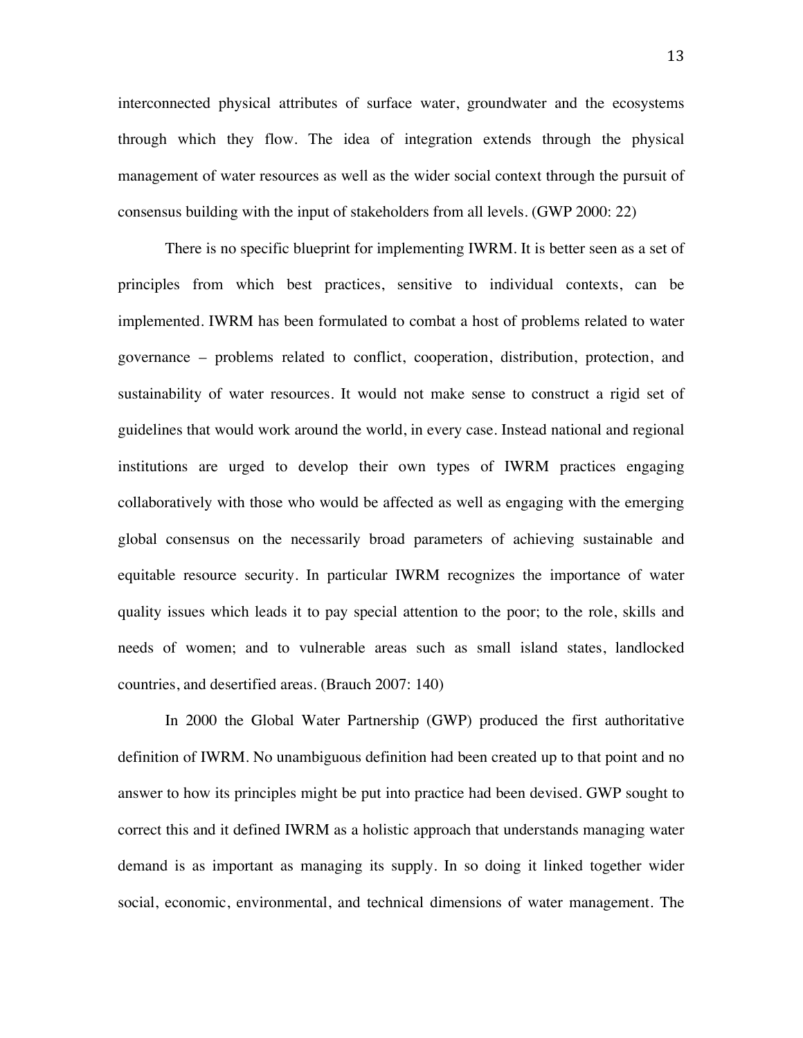interconnected physical attributes of surface water, groundwater and the ecosystems through which they flow. The idea of integration extends through the physical management of water resources as well as the wider social context through the pursuit of consensus building with the input of stakeholders from all levels. (GWP 2000: 22)

There is no specific blueprint for implementing IWRM. It is better seen as a set of principles from which best practices, sensitive to individual contexts, can be implemented. IWRM has been formulated to combat a host of problems related to water governance – problems related to conflict, cooperation, distribution, protection, and sustainability of water resources. It would not make sense to construct a rigid set of guidelines that would work around the world, in every case. Instead national and regional institutions are urged to develop their own types of IWRM practices engaging collaboratively with those who would be affected as well as engaging with the emerging global consensus on the necessarily broad parameters of achieving sustainable and equitable resource security. In particular IWRM recognizes the importance of water quality issues which leads it to pay special attention to the poor; to the role, skills and needs of women; and to vulnerable areas such as small island states, landlocked countries, and desertified areas. (Brauch 2007: 140)

In 2000 the Global Water Partnership (GWP) produced the first authoritative definition of IWRM. No unambiguous definition had been created up to that point and no answer to how its principles might be put into practice had been devised. GWP sought to correct this and it defined IWRM as a holistic approach that understands managing water demand is as important as managing its supply. In so doing it linked together wider social, economic, environmental, and technical dimensions of water management. The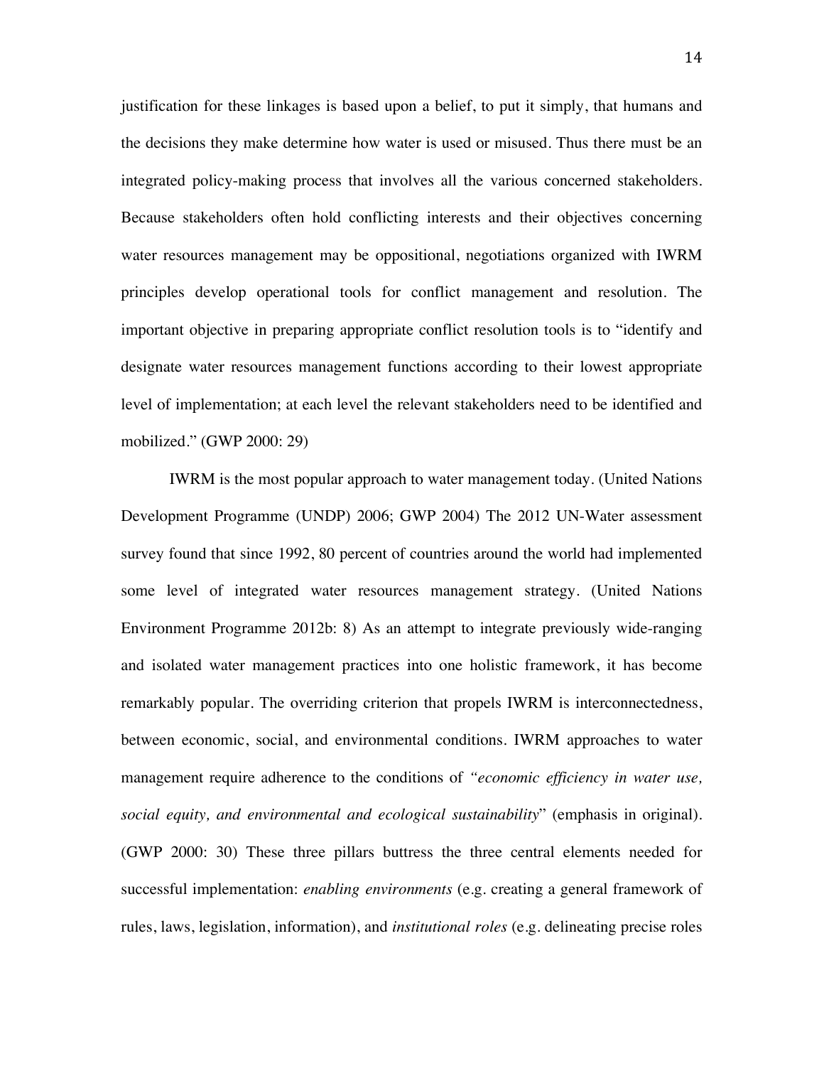justification for these linkages is based upon a belief, to put it simply, that humans and the decisions they make determine how water is used or misused. Thus there must be an integrated policy-making process that involves all the various concerned stakeholders. Because stakeholders often hold conflicting interests and their objectives concerning water resources management may be oppositional, negotiations organized with IWRM principles develop operational tools for conflict management and resolution. The important objective in preparing appropriate conflict resolution tools is to "identify and designate water resources management functions according to their lowest appropriate level of implementation; at each level the relevant stakeholders need to be identified and mobilized." (GWP 2000: 29)

IWRM is the most popular approach to water management today. (United Nations Development Programme (UNDP) 2006; GWP 2004) The 2012 UN-Water assessment survey found that since 1992, 80 percent of countries around the world had implemented some level of integrated water resources management strategy. (United Nations Environment Programme 2012b: 8) As an attempt to integrate previously wide-ranging and isolated water management practices into one holistic framework, it has become remarkably popular. The overriding criterion that propels IWRM is interconnectedness, between economic, social, and environmental conditions. IWRM approaches to water management require adherence to the conditions of *"economic efficiency in water use, social equity, and environmental and ecological sustainability*" (emphasis in original). (GWP 2000: 30) These three pillars buttress the three central elements needed for successful implementation: *enabling environments* (e.g. creating a general framework of rules, laws, legislation, information), and *institutional roles* (e.g. delineating precise roles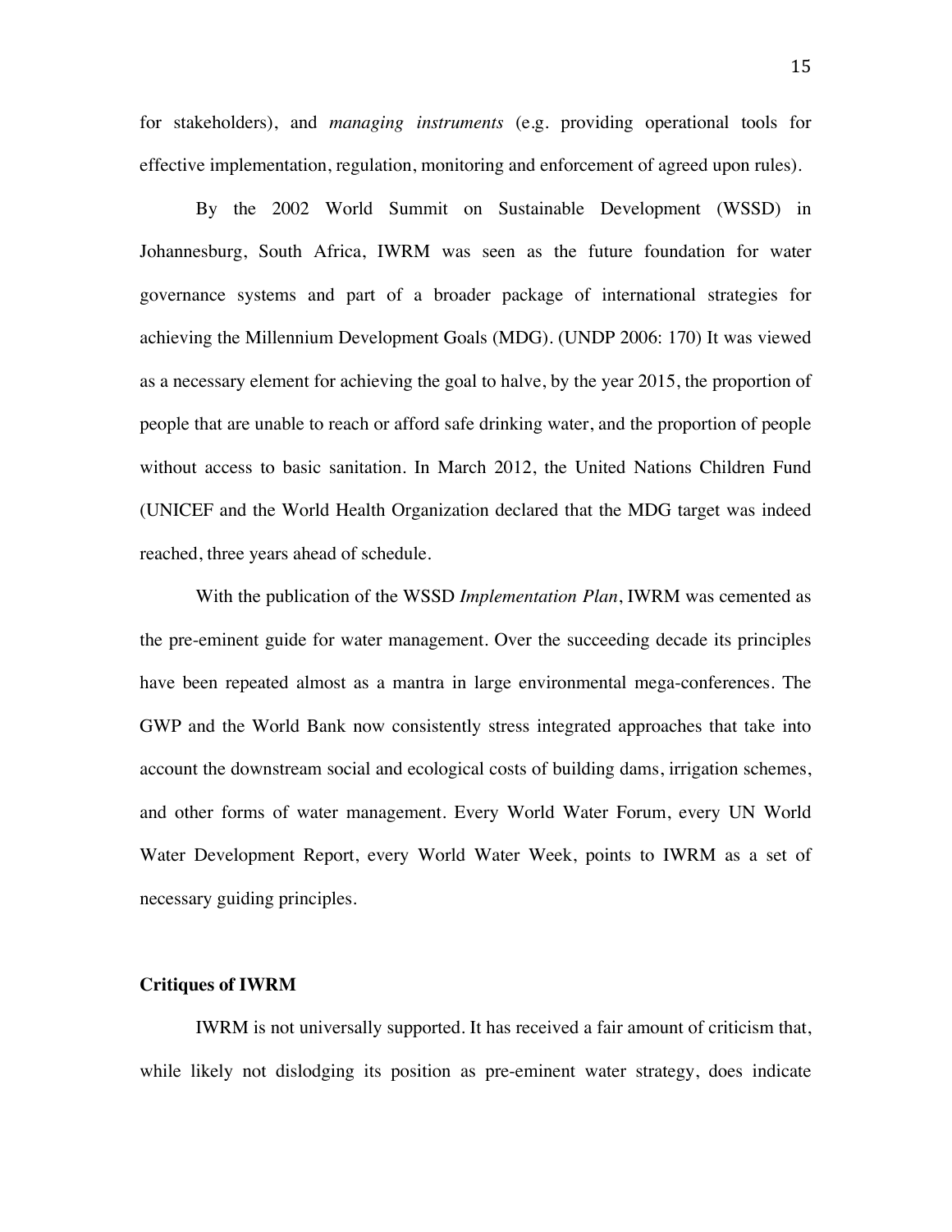for stakeholders), and *managing instruments* (e.g. providing operational tools for effective implementation, regulation, monitoring and enforcement of agreed upon rules).

By the 2002 World Summit on Sustainable Development (WSSD) in Johannesburg, South Africa, IWRM was seen as the future foundation for water governance systems and part of a broader package of international strategies for achieving the Millennium Development Goals (MDG). (UNDP 2006: 170) It was viewed as a necessary element for achieving the goal to halve, by the year 2015, the proportion of people that are unable to reach or afford safe drinking water, and the proportion of people without access to basic sanitation. In March 2012, the United Nations Children Fund (UNICEF and the World Health Organization declared that the MDG target was indeed reached, three years ahead of schedule.

With the publication of the WSSD *Implementation Plan*, IWRM was cemented as the pre-eminent guide for water management. Over the succeeding decade its principles have been repeated almost as a mantra in large environmental mega-conferences. The GWP and the World Bank now consistently stress integrated approaches that take into account the downstream social and ecological costs of building dams, irrigation schemes, and other forms of water management. Every World Water Forum, every UN World Water Development Report, every World Water Week, points to IWRM as a set of necessary guiding principles.

### Critiques of IWRM

IWRM is not universally supported. It has received a fair amount of criticism that, while likely not dislodging its position as pre-eminent water strategy, does indicate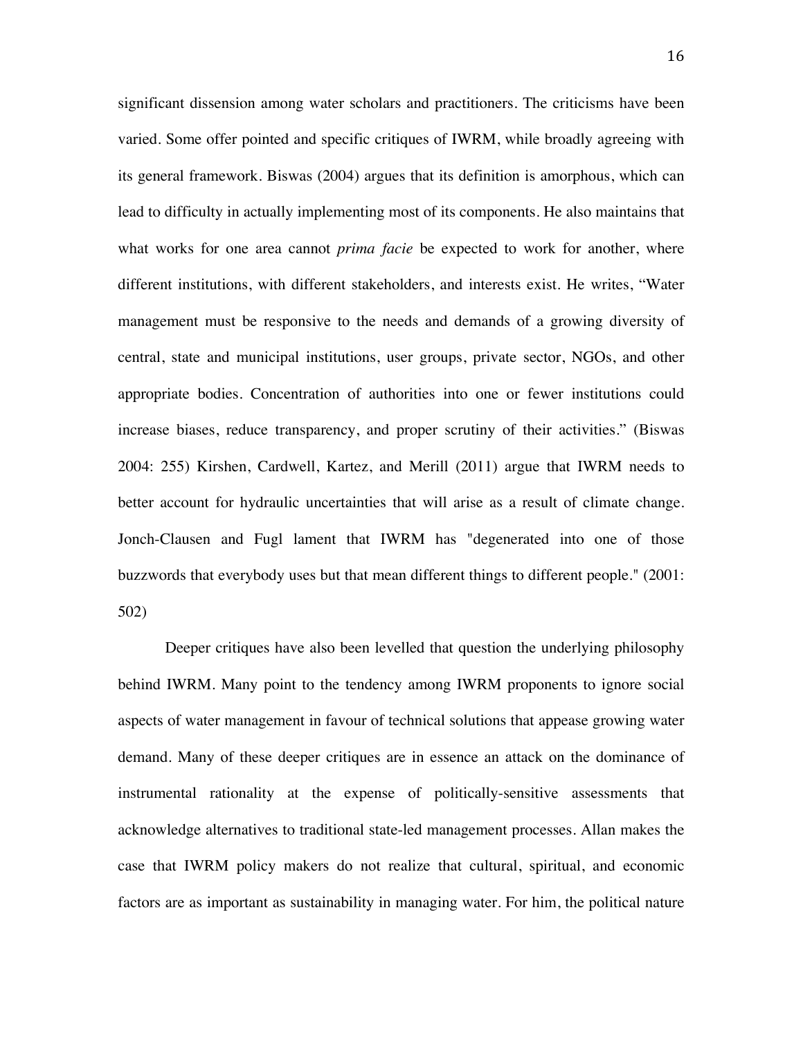significant dissension among water scholars and practitioners. The criticisms have been varied. Some offer pointed and specific critiques of IWRM, while broadly agreeing with its general framework. Biswas (2004) argues that its definition is amorphous, which can lead to difficulty in actually implementing most of its components. He also maintains that what works for one area cannot *prima facie* be expected to work for another, where different institutions, with different stakeholders, and interests exist. He writes, "Water management must be responsive to the needs and demands of a growing diversity of central, state and municipal institutions, user groups, private sector, NGOs, and other appropriate bodies. Concentration of authorities into one or fewer institutions could increase biases, reduce transparency, and proper scrutiny of their activities." (Biswas 2004: 255) Kirshen, Cardwell, Kartez, and Merill (2011) argue that IWRM needs to better account for hydraulic uncertainties that will arise as a result of climate change. Jonch-Clausen and Fugl lament that IWRM has "degenerated into one of those buzzwords that everybody uses but that mean different things to different people." (2001: 502)

Deeper critiques have also been levelled that question the underlying philosophy behind IWRM. Many point to the tendency among IWRM proponents to ignore social aspects of water management in favour of technical solutions that appease growing water demand. Many of these deeper critiques are in essence an attack on the dominance of instrumental rationality at the expense of politically-sensitive assessments that acknowledge alternatives to traditional state-led management processes. Allan makes the case that IWRM policy makers do not realize that cultural, spiritual, and economic factors are as important as sustainability in managing water. For him, the political nature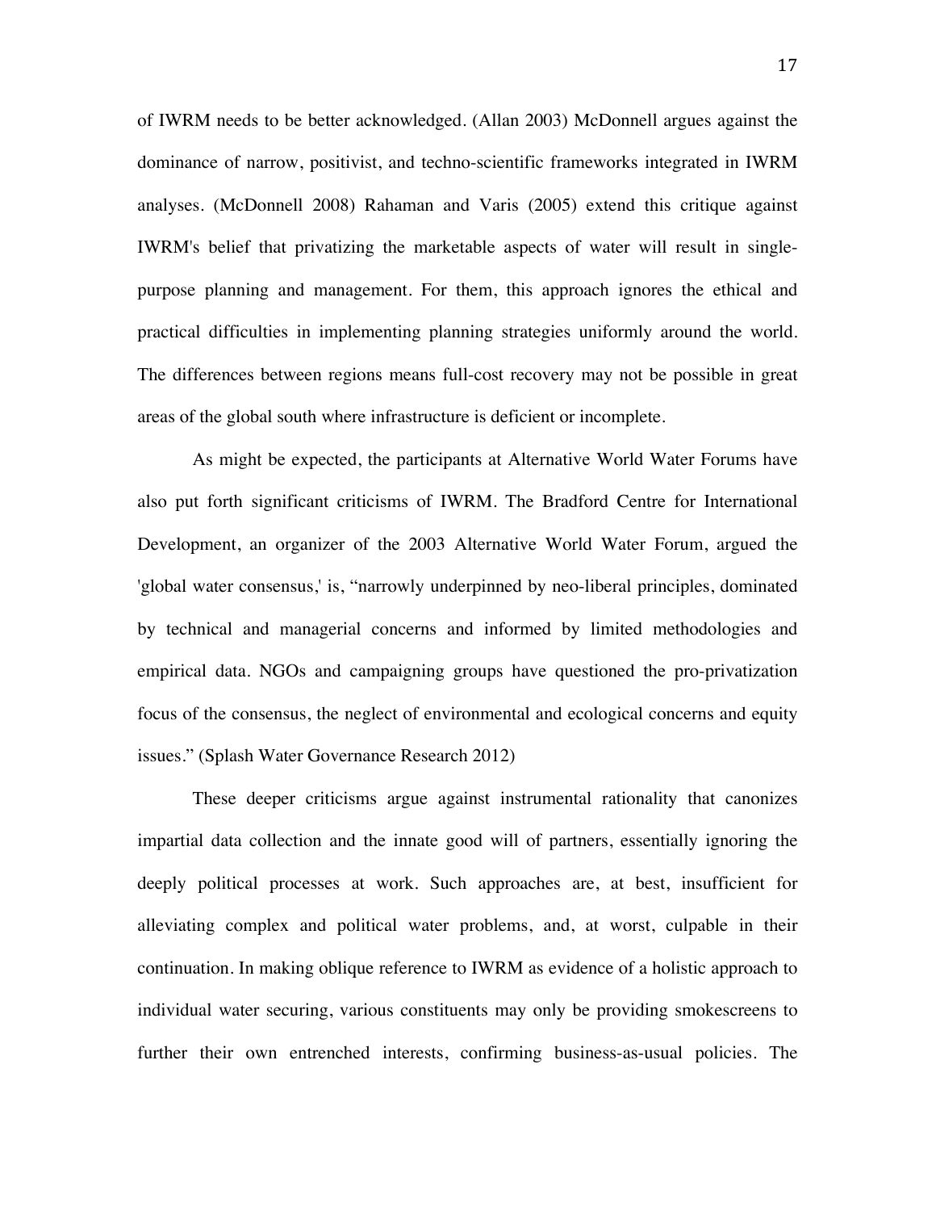of IWRM needs to be better acknowledged. (Allan 2003) McDonnell argues against the dominance of narrow, positivist, and techno-scientific frameworks integrated in IWRM analyses. (McDonnell 2008) Rahaman and Varis (2005) extend this critique against IWRM's belief that privatizing the marketable aspects of water will result in single-purpose planning and management. For them, this approach ignores the ethical and practical difficulties in implementing planning strategies uniformly around the world. The differences between regions means full-cost recovery may not be possible in great areas of the global south where infrastructure is deficient or incomplete.

As might be expected, the participants at Alternative World Water Forums have also put forth significant criticisms of IWRM. The Bradford Centre for International Development, an organizer of the 2003 Alternative World Water Forum, argued the 'global water consensus,' is, "narrowly underpinned by neo-liberal principles, dominated by technical and managerial concerns and informed by limited methodologies and empirical data. NGOs and campaigning groups have questioned the pro-privatization focus of the consensus, the neglect of environmental and ecological concerns and equity issues." (Splash Water Governance Research 2012)

These deeper criticisms argue against instrumental rationality that canonizes impartial data collection and the innate good will of partners, essentially ignoring the deeply political processes at work. Such approaches are, at best, insufficient for alleviating complex and political water problems, and, at worst, culpable in their continuation. In making oblique reference to IWRM as evidence of a holistic approach to individual water securing, various constituents may only be providing smokescreens to further their own entrenched interests, confirming business-as-usual policies. The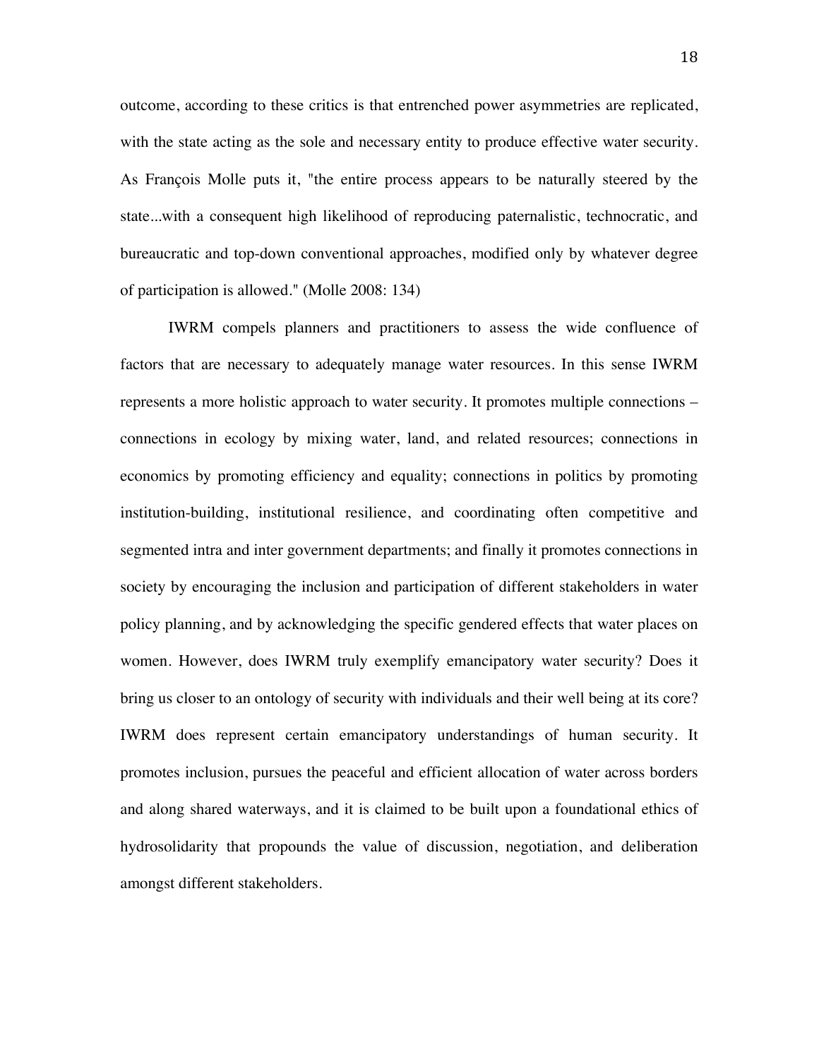outcome, according to these critics is that entrenched power asymmetries are replicated, with the state acting as the sole and necessary entity to produce effective water security. As François Molle puts it, "the entire process appears to be naturally steered by the state...with a consequent high likelihood of reproducing paternalistic, technocratic, and bureaucratic and top-down conventional approaches, modified only by whatever degree of participation is allowed." (Molle 2008: 134)

IWRM compels planners and practitioners to assess the wide confluence of factors that are necessary to adequately manage water resources. In this sense IWRM represents a more holistic approach to water security. It promotes multiple connections – connections in ecology by mixing water, land, and related resources; connections in economics by promoting efficiency and equality; connections in politics by promoting institution-building, institutional resilience, and coordinating often competitive and segmented intra and inter government departments; and finally it promotes connections in society by encouraging the inclusion and participation of different stakeholders in water policy planning, and by acknowledging the specific gendered effects that water places on women. However, does IWRM truly exemplify emancipatory water security? Does it bring us closer to an ontology of security with individuals and their well being at its core? IWRM does represent certain emancipatory understandings of human security. It promotes inclusion, pursues the peaceful and efficient allocation of water across borders and along shared waterways, and it is claimed to be built upon a foundational ethics of hydrosolidarity that propounds the value of discussion, negotiation, and deliberation amongst different stakeholders.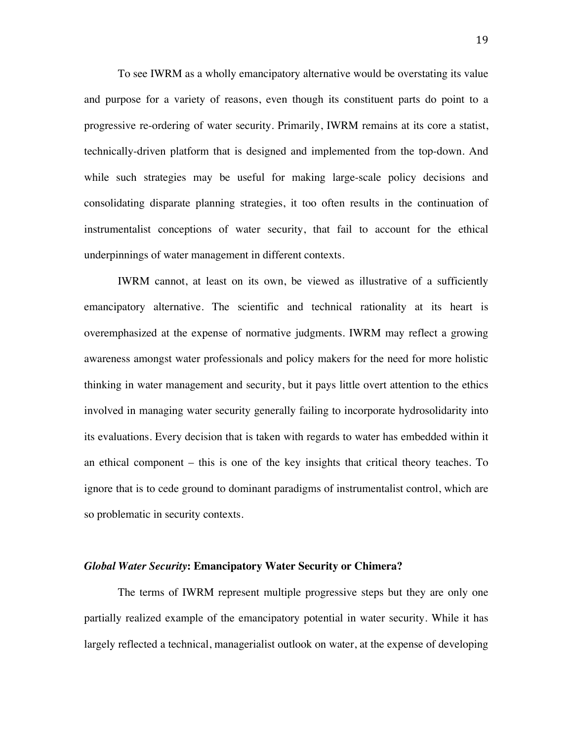To see IWRM as a wholly emancipatory alternative would be overstating its value and purpose for a variety of reasons, even though its constituent parts do point to a progressive re-ordering of water security. Primarily, IWRM remains at its core a statist, technically-driven platform that is designed and implemented from the top-down. And while such strategies may be useful for making large-scale policy decisions and consolidating disparate planning strategies, it too often results in the continuation of instrumentalist conceptions of water security, that fail to account for the ethical underpinnings of water management in different contexts.

IWRM cannot, at least on its own, be viewed as illustrative of a sufficiently emancipatory alternative. The scientific and technical rationality at its heart is overemphasized at the expense of normative judgments. IWRM may reflect a growing awareness amongst water professionals and policy makers for the need for more holistic thinking in water management and security, but it pays little overt attention to the ethics involved in managing water security generally failing to incorporate hydrosolidarity into its evaluations. Every decision that is taken with regards to water has embedded within it an ethical component – this is one of the key insights that critical theory teaches. To ignore that is to cede ground to dominant paradigms of instrumentalist control, which are so problematic in security contexts.

### ***Global Water Security*: Emancipatory Water Security or Chimera?**

The terms of IWRM represent multiple progressive steps but they are only one partially realized example of the emancipatory potential in water security. While it has largely reflected a technical, managerialist outlook on water, at the expense of developing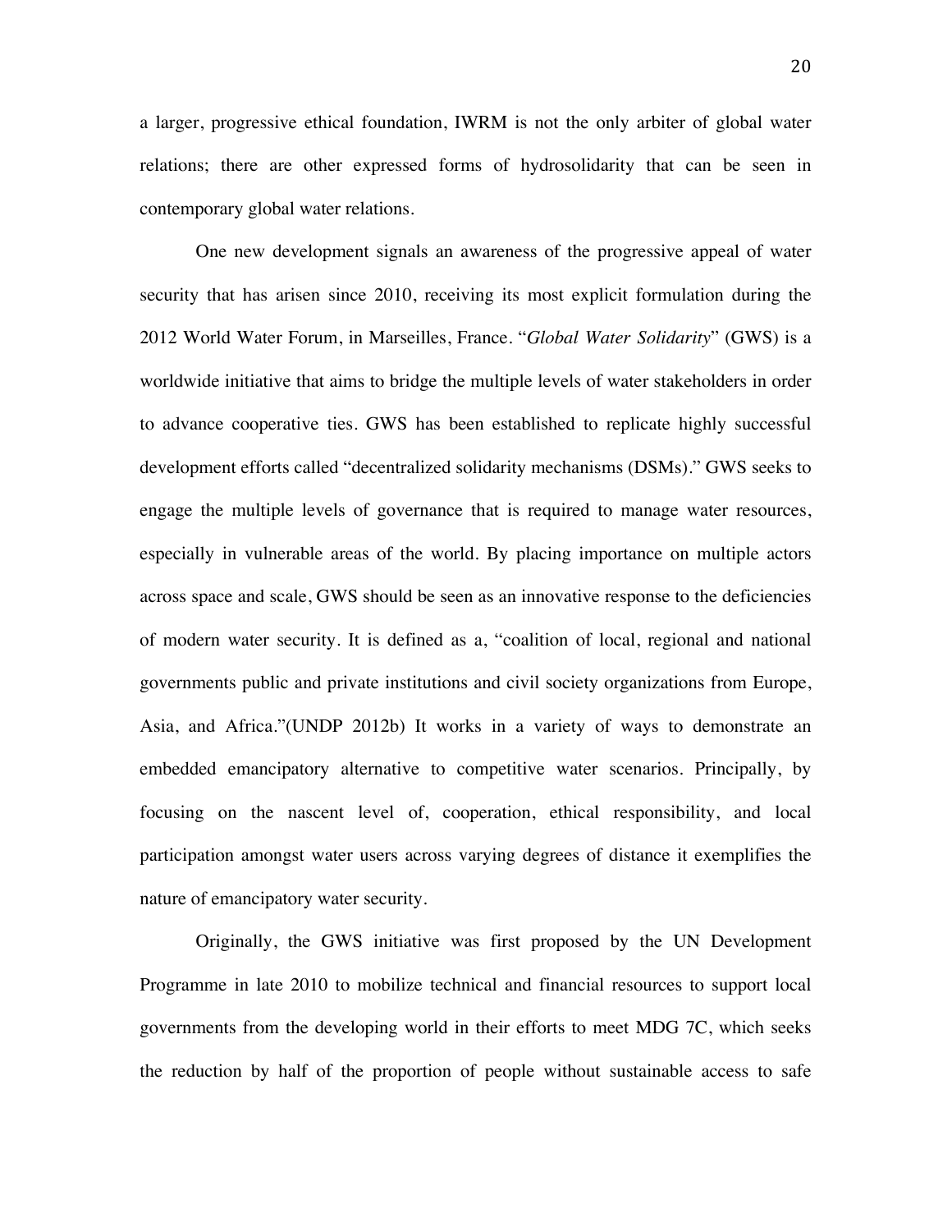a larger, progressive ethical foundation, IWRM is not the only arbiter of global water relations; there are other expressed forms of hydrosolidarity that can be seen in contemporary global water relations.

One new development signals an awareness of the progressive appeal of water security that has arisen since 2010, receiving its most explicit formulation during the 2012 World Water Forum, in Marseilles, France. "*Global Water Solidarity*" (GWS) is a worldwide initiative that aims to bridge the multiple levels of water stakeholders in order to advance cooperative ties. GWS has been established to replicate highly successful development efforts called "decentralized solidarity mechanisms (DSMs)." GWS seeks to engage the multiple levels of governance that is required to manage water resources, especially in vulnerable areas of the world. By placing importance on multiple actors across space and scale, GWS should be seen as an innovative response to the deficiencies of modern water security. It is defined as a, "coalition of local, regional and national governments public and private institutions and civil society organizations from Europe, Asia, and Africa."(UNDP 2012b) It works in a variety of ways to demonstrate an embedded emancipatory alternative to competitive water scenarios. Principally, by focusing on the nascent level of, cooperation, ethical responsibility, and local participation amongst water users across varying degrees of distance it exemplifies the nature of emancipatory water security.

Originally, the GWS initiative was first proposed by the UN Development Programme in late 2010 to mobilize technical and financial resources to support local governments from the developing world in their efforts to meet MDG 7C, which seeks the reduction by half of the proportion of people without sustainable access to safe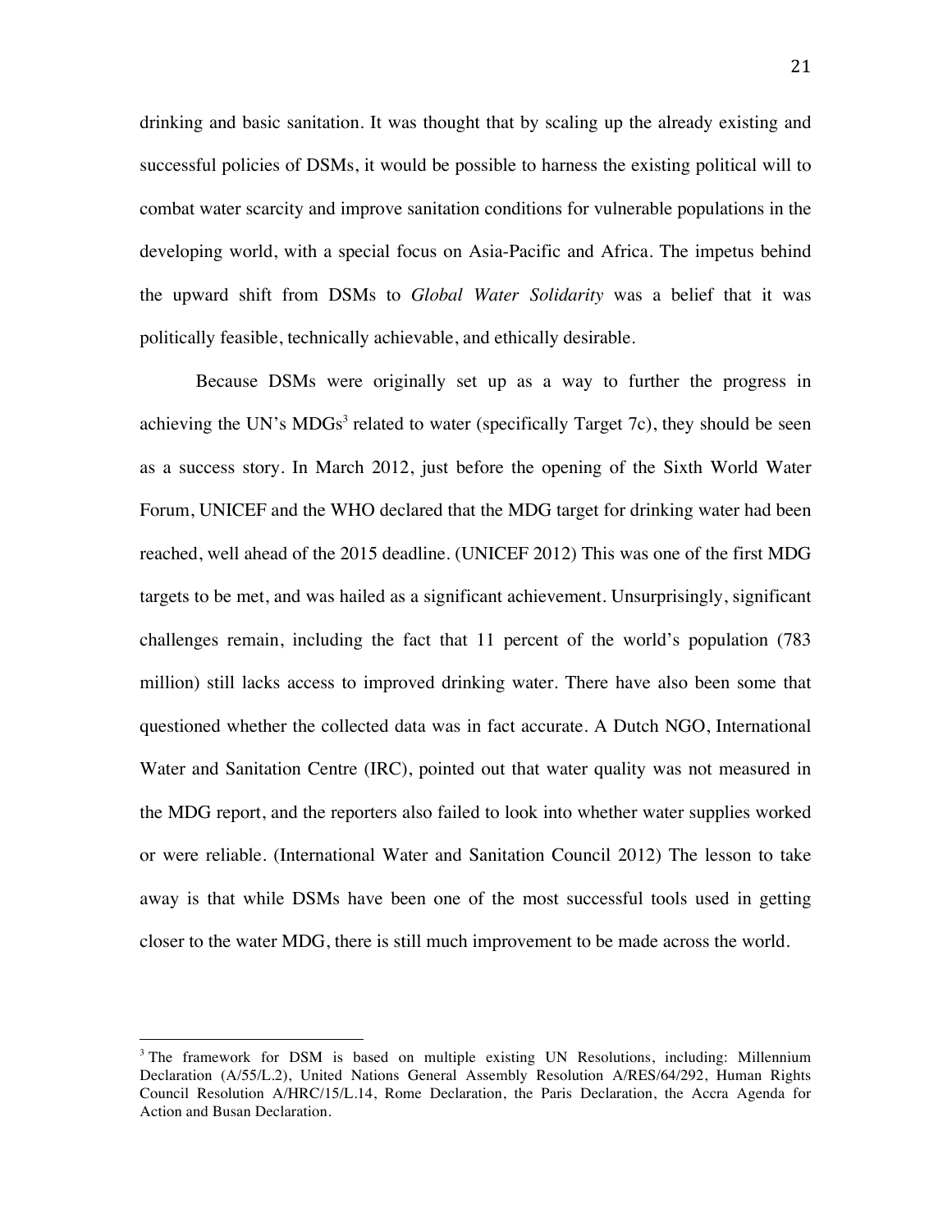drinking and basic sanitation. It was thought that by scaling up the already existing and successful policies of DSMs, it would be possible to harness the existing political will to combat water scarcity and improve sanitation conditions for vulnerable populations in the developing world, with a special focus on Asia-Pacific and Africa. The impetus behind the upward shift from DSMs to *Global Water Solidarity* was a belief that it was politically feasible, technically achievable, and ethically desirable.

Because DSMs were originally set up as a way to further the progress in achieving the UN's MDGs[3] related to water (specifically Target 7c), they should be seen as a success story. In March 2012, just before the opening of the Sixth World Water Forum, UNICEF and the WHO declared that the MDG target for drinking water had been reached, well ahead of the 2015 deadline. (UNICEF 2012) This was one of the first MDG targets to be met, and was hailed as a significant achievement. Unsurprisingly, significant challenges remain, including the fact that 11 percent of the world's population (783 million) still lacks access to improved drinking water. There have also been some that questioned whether the collected data was in fact accurate. A Dutch NGO, International Water and Sanitation Centre (IRC), pointed out that water quality was not measured in the MDG report, and the reporters also failed to look into whether water supplies worked or were reliable. (International Water and Sanitation Council 2012) The lesson to take away is that while DSMs have been one of the most successful tools used in getting closer to the water MDG, there is still much improvement to be made across the world.

---

[3] The framework for DSM is based on multiple existing UN Resolutions, including: Millennium Declaration (A/55/L.2), United Nations General Assembly Resolution A/RES/64/292, Human Rights Council Resolution A/HRC/15/L.14, Rome Declaration, the Paris Declaration, the Accra Agenda for Action and Busan Declaration.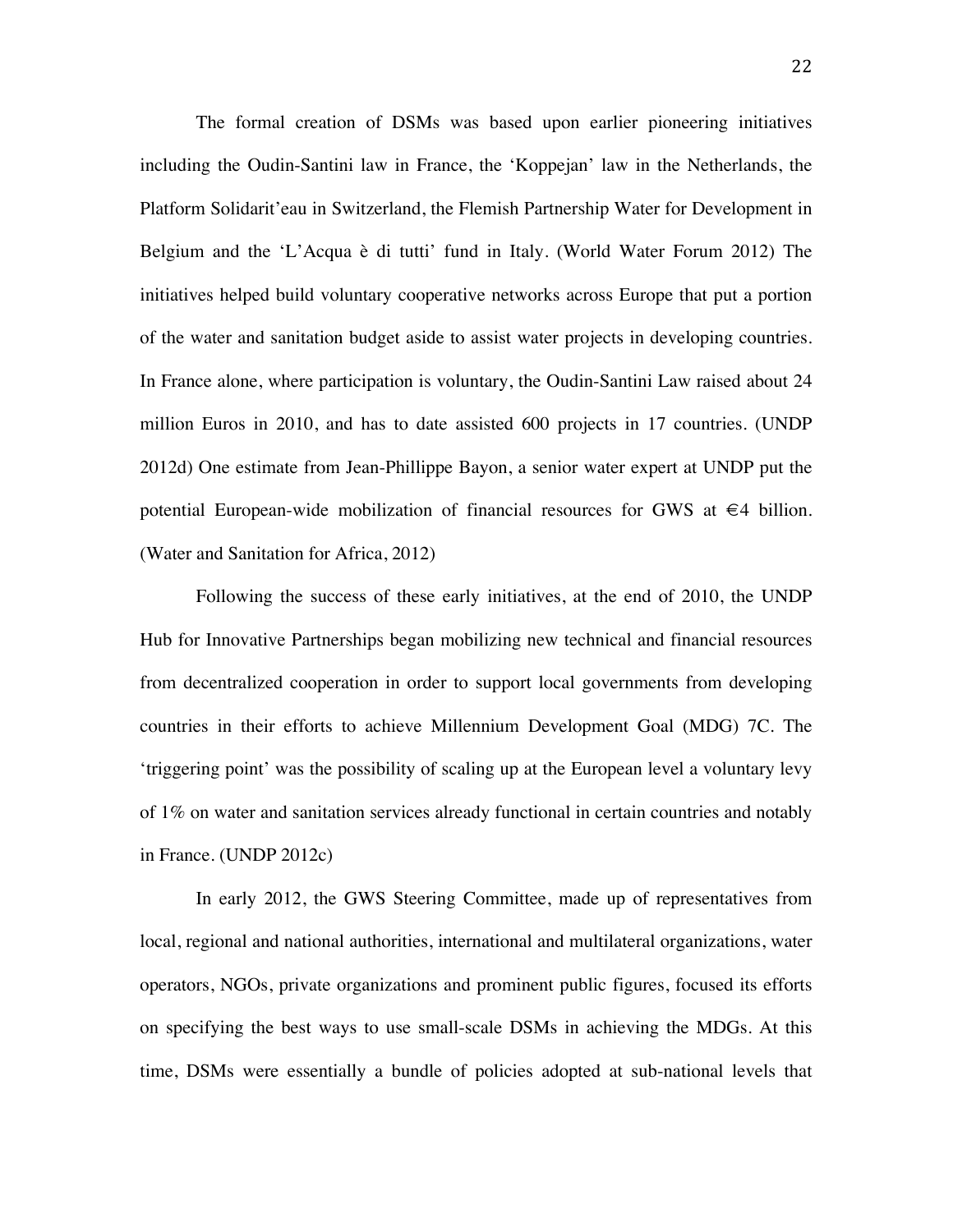The formal creation of DSMs was based upon earlier pioneering initiatives including the Oudin-Santini law in France, the 'Koppejan' law in the Netherlands, the Platform Solidarit'eau in Switzerland, the Flemish Partnership Water for Development in Belgium and the 'L'Acqua è di tutti' fund in Italy. (World Water Forum 2012) The initiatives helped build voluntary cooperative networks across Europe that put a portion of the water and sanitation budget aside to assist water projects in developing countries. In France alone, where participation is voluntary, the Oudin-Santini Law raised about 24 million Euros in 2010, and has to date assisted 600 projects in 17 countries. (UNDP 2012d) One estimate from Jean-Phillippe Bayon, a senior water expert at UNDP put the potential European-wide mobilization of financial resources for GWS at €4 billion. (Water and Sanitation for Africa, 2012)

Following the success of these early initiatives, at the end of 2010, the UNDP Hub for Innovative Partnerships began mobilizing new technical and financial resources from decentralized cooperation in order to support local governments from developing countries in their efforts to achieve Millennium Development Goal (MDG) 7C. The 'triggering point' was the possibility of scaling up at the European level a voluntary levy of 1% on water and sanitation services already functional in certain countries and notably in France. (UNDP 2012c)

In early 2012, the GWS Steering Committee, made up of representatives from local, regional and national authorities, international and multilateral organizations, water operators, NGOs, private organizations and prominent public figures, focused its efforts on specifying the best ways to use small-scale DSMs in achieving the MDGs. At this time, DSMs were essentially a bundle of policies adopted at sub-national levels that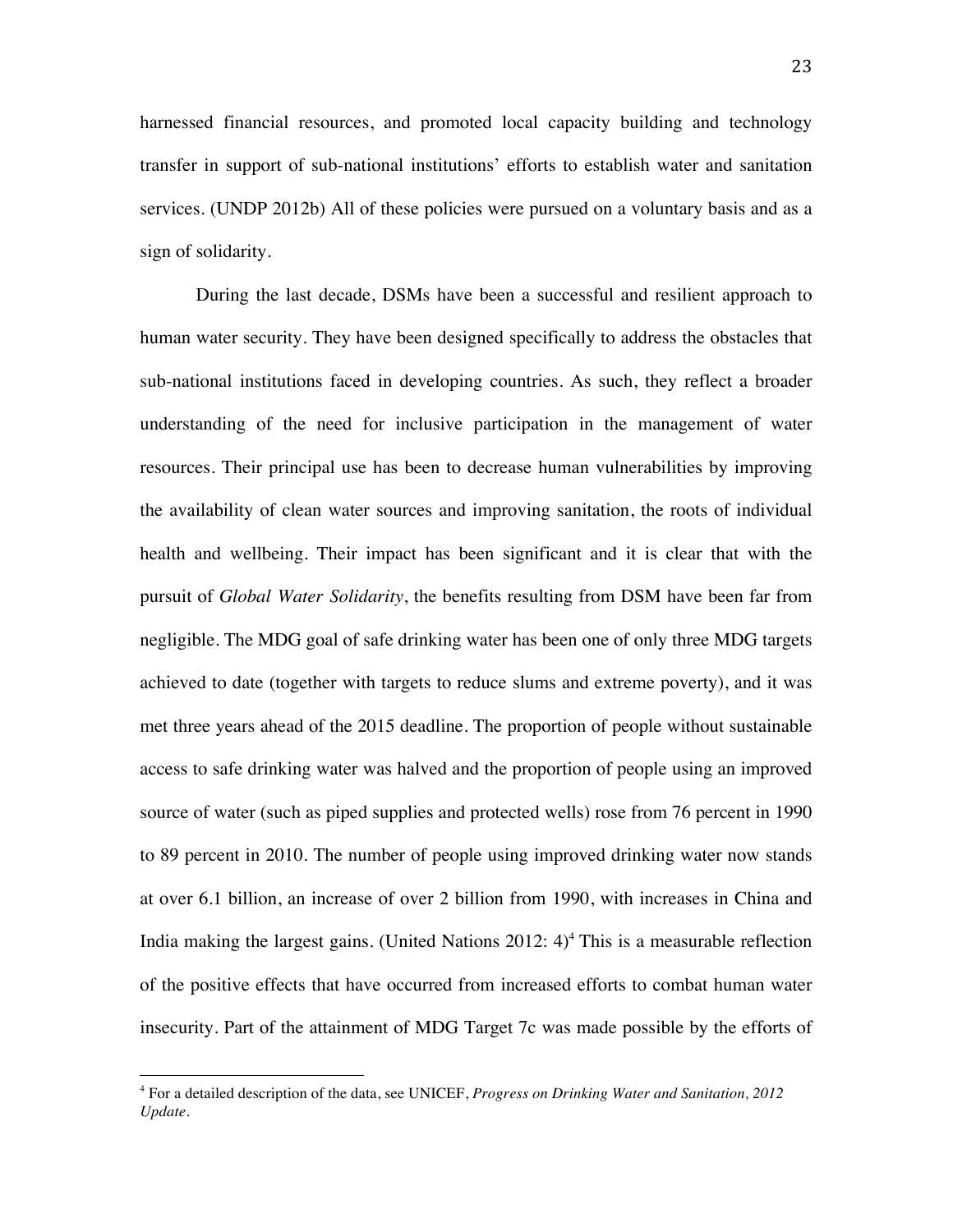harnessed financial resources, and promoted local capacity building and technology transfer in support of sub-national institutions' efforts to establish water and sanitation services. (UNDP 2012b) All of these policies were pursued on a voluntary basis and as a sign of solidarity.

During the last decade, DSMs have been a successful and resilient approach to human water security. They have been designed specifically to address the obstacles that sub-national institutions faced in developing countries. As such, they reflect a broader understanding of the need for inclusive participation in the management of water resources. Their principal use has been to decrease human vulnerabilities by improving the availability of clean water sources and improving sanitation, the roots of individual health and wellbeing. Their impact has been significant and it is clear that with the pursuit of *Global Water Solidarity*, the benefits resulting from DSM have been far from negligible. The MDG goal of safe drinking water has been one of only three MDG targets achieved to date (together with targets to reduce slums and extreme poverty), and it was met three years ahead of the 2015 deadline. The proportion of people without sustainable access to safe drinking water was halved and the proportion of people using an improved source of water (such as piped supplies and protected wells) rose from 76 percent in 1990 to 89 percent in 2010. The number of people using improved drinking water now stands at over 6.1 billion, an increase of over 2 billion from 1990, with increases in China and India making the largest gains. (United Nations 2012: 4)[4] This is a measurable reflection of the positive effects that have occurred from increased efforts to combat human water insecurity. Part of the attainment of MDG Target 7c was made possible by the efforts of

---

[4] For a detailed description of the data, see UNICEF, *Progress on Drinking Water and Sanitation, 2012 Update*.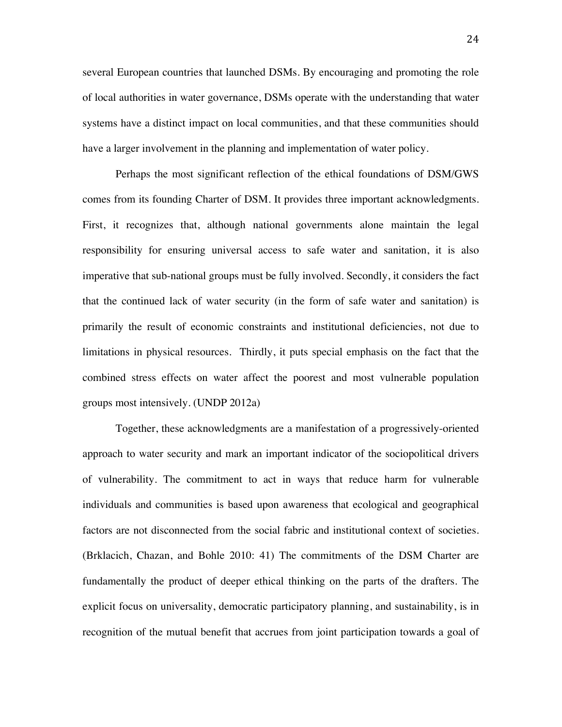several European countries that launched DSMs. By encouraging and promoting the role of local authorities in water governance, DSMs operate with the understanding that water systems have a distinct impact on local communities, and that these communities should have a larger involvement in the planning and implementation of water policy.

Perhaps the most significant reflection of the ethical foundations of DSM/GWS comes from its founding Charter of DSM. It provides three important acknowledgments. First, it recognizes that, although national governments alone maintain the legal responsibility for ensuring universal access to safe water and sanitation, it is also imperative that sub-national groups must be fully involved. Secondly, it considers the fact that the continued lack of water security (in the form of safe water and sanitation) is primarily the result of economic constraints and institutional deficiencies, not due to limitations in physical resources. Thirdly, it puts special emphasis on the fact that the combined stress effects on water affect the poorest and most vulnerable population groups most intensively. (UNDP 2012a)

Together, these acknowledgments are a manifestation of a progressively-oriented approach to water security and mark an important indicator of the sociopolitical drivers of vulnerability. The commitment to act in ways that reduce harm for vulnerable individuals and communities is based upon awareness that ecological and geographical factors are not disconnected from the social fabric and institutional context of societies. (Brklacich, Chazan, and Bohle 2010: 41) The commitments of the DSM Charter are fundamentally the product of deeper ethical thinking on the parts of the drafters. The explicit focus on universality, democratic participatory planning, and sustainability, is in recognition of the mutual benefit that accrues from joint participation towards a goal of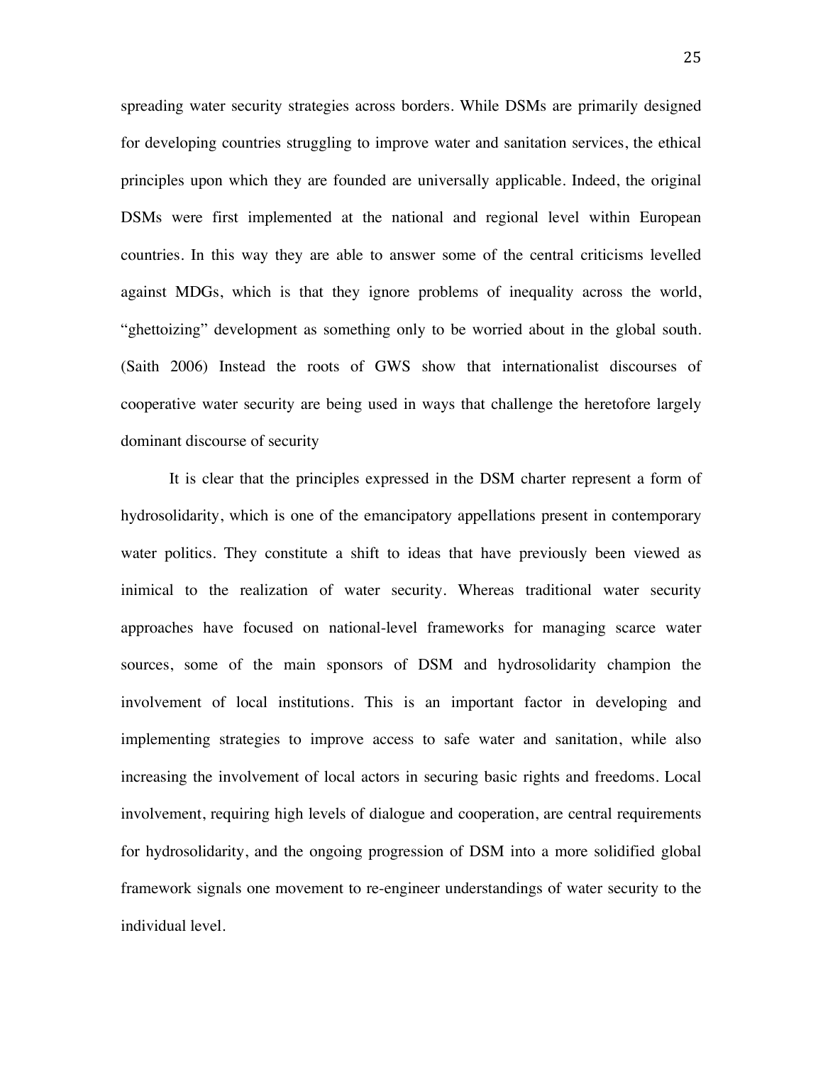spreading water security strategies across borders. While DSMs are primarily designed for developing countries struggling to improve water and sanitation services, the ethical principles upon which they are founded are universally applicable. Indeed, the original DSMs were first implemented at the national and regional level within European countries. In this way they are able to answer some of the central criticisms levelled against MDGs, which is that they ignore problems of inequality across the world, "ghettoizing" development as something only to be worried about in the global south. (Saith 2006) Instead the roots of GWS show that internationalist discourses of cooperative water security are being used in ways that challenge the heretofore largely dominant discourse of security

It is clear that the principles expressed in the DSM charter represent a form of hydrosolidarity, which is one of the emancipatory appellations present in contemporary water politics. They constitute a shift to ideas that have previously been viewed as inimical to the realization of water security. Whereas traditional water security approaches have focused on national-level frameworks for managing scarce water sources, some of the main sponsors of DSM and hydrosolidarity champion the involvement of local institutions. This is an important factor in developing and implementing strategies to improve access to safe water and sanitation, while also increasing the involvement of local actors in securing basic rights and freedoms. Local involvement, requiring high levels of dialogue and cooperation, are central requirements for hydrosolidarity, and the ongoing progression of DSM into a more solidified global framework signals one movement to re-engineer understandings of water security to the individual level.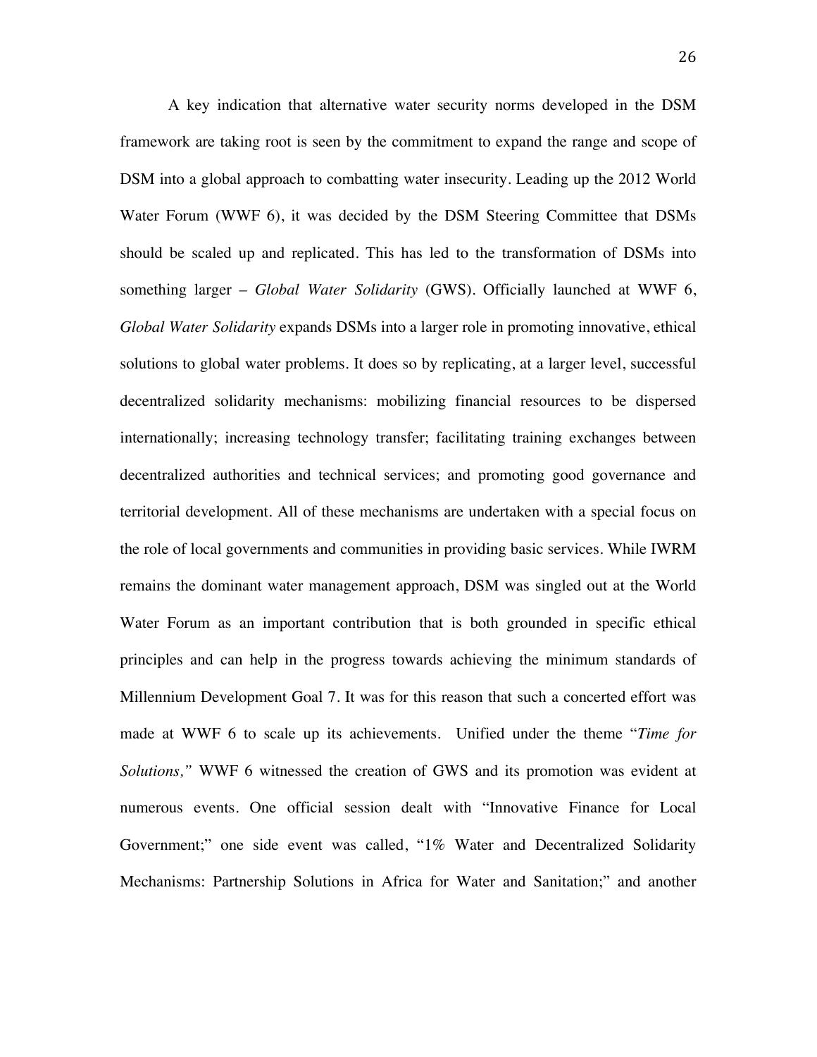A key indication that alternative water security norms developed in the DSM framework are taking root is seen by the commitment to expand the range and scope of DSM into a global approach to combatting water insecurity. Leading up the 2012 World Water Forum (WWF 6), it was decided by the DSM Steering Committee that DSMs should be scaled up and replicated. This has led to the transformation of DSMs into something larger – *Global Water Solidarity* (GWS). Officially launched at WWF 6, *Global Water Solidarity* expands DSMs into a larger role in promoting innovative, ethical solutions to global water problems. It does so by replicating, at a larger level, successful decentralized solidarity mechanisms: mobilizing financial resources to be dispersed internationally; increasing technology transfer; facilitating training exchanges between decentralized authorities and technical services; and promoting good governance and territorial development. All of these mechanisms are undertaken with a special focus on the role of local governments and communities in providing basic services. While IWRM remains the dominant water management approach, DSM was singled out at the World Water Forum as an important contribution that is both grounded in specific ethical principles and can help in the progress towards achieving the minimum standards of Millennium Development Goal 7. It was for this reason that such a concerted effort was made at WWF 6 to scale up its achievements. Unified under the theme "*Time for Solutions,"* WWF 6 witnessed the creation of GWS and its promotion was evident at numerous events. One official session dealt with "Innovative Finance for Local Government;" one side event was called, "1% Water and Decentralized Solidarity Mechanisms: Partnership Solutions in Africa for Water and Sanitation;" and another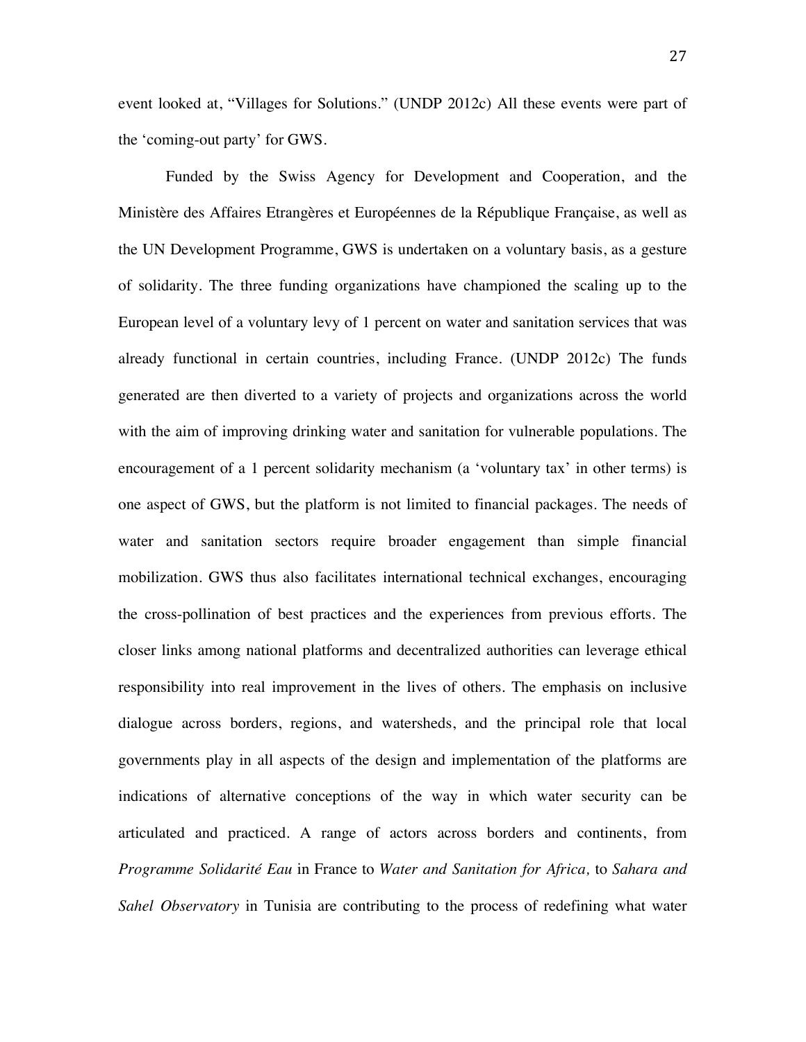event looked at, "Villages for Solutions." (UNDP 2012c) All these events were part of the 'coming-out party' for GWS.

Funded by the Swiss Agency for Development and Cooperation, and the Ministère des Affaires Etrangères et Européennes de la République Française, as well as the UN Development Programme, GWS is undertaken on a voluntary basis, as a gesture of solidarity. The three funding organizations have championed the scaling up to the European level of a voluntary levy of 1 percent on water and sanitation services that was already functional in certain countries, including France. (UNDP 2012c) The funds generated are then diverted to a variety of projects and organizations across the world with the aim of improving drinking water and sanitation for vulnerable populations. The encouragement of a 1 percent solidarity mechanism (a 'voluntary tax' in other terms) is one aspect of GWS, but the platform is not limited to financial packages. The needs of water and sanitation sectors require broader engagement than simple financial mobilization. GWS thus also facilitates international technical exchanges, encouraging the cross-pollination of best practices and the experiences from previous efforts. The closer links among national platforms and decentralized authorities can leverage ethical responsibility into real improvement in the lives of others. The emphasis on inclusive dialogue across borders, regions, and watersheds, and the principal role that local governments play in all aspects of the design and implementation of the platforms are indications of alternative conceptions of the way in which water security can be articulated and practiced. A range of actors across borders and continents, from *Programme Solidarité Eau* in France to *Water and Sanitation for Africa,* to *Sahara and Sahel Observatory* in Tunisia are contributing to the process of redefining what water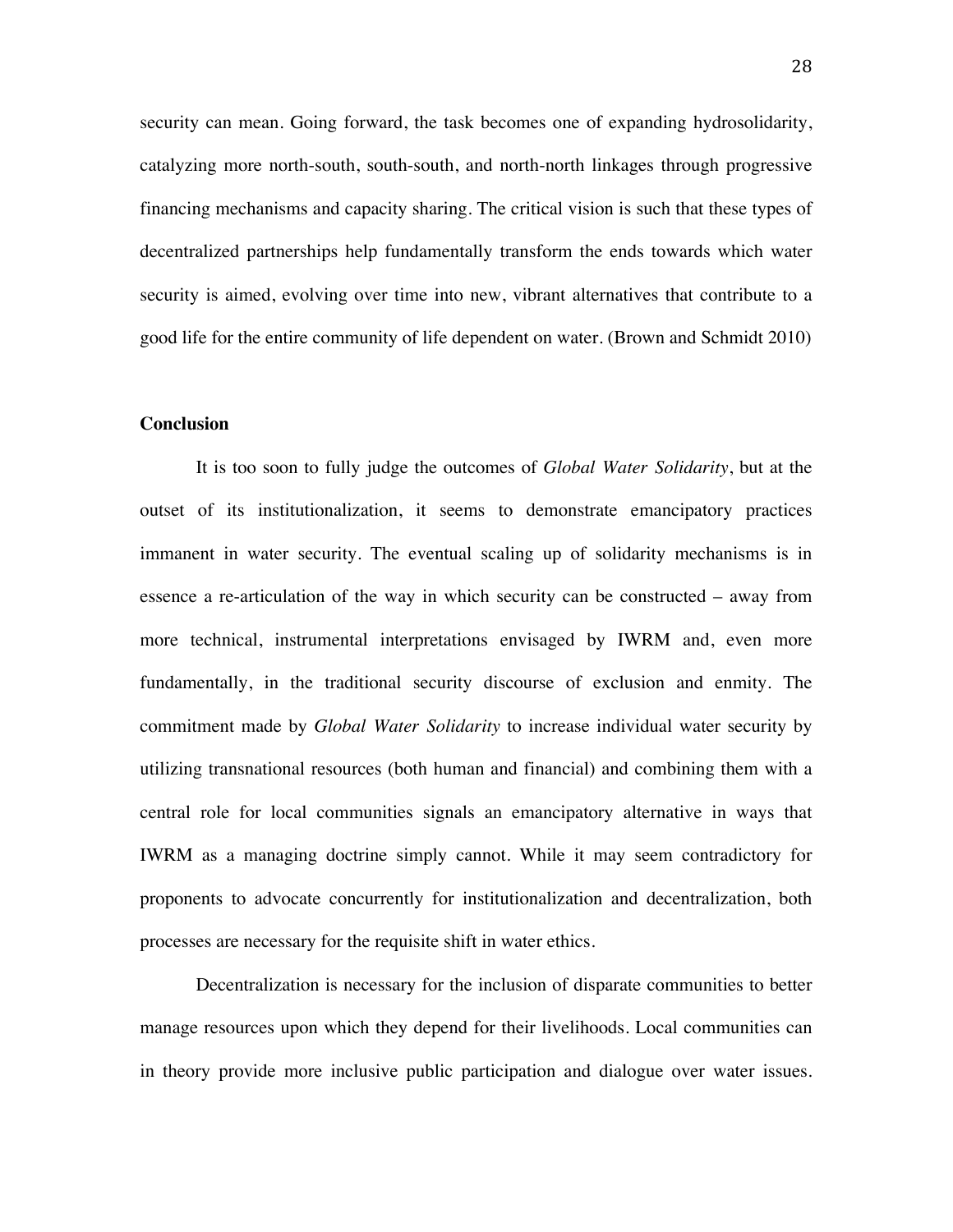security can mean. Going forward, the task becomes one of expanding hydrosolidarity, catalyzing more north-south, south-south, and north-north linkages through progressive financing mechanisms and capacity sharing. The critical vision is such that these types of decentralized partnerships help fundamentally transform the ends towards which water security is aimed, evolving over time into new, vibrant alternatives that contribute to a good life for the entire community of life dependent on water. (Brown and Schmidt 2010)

**Conclusion**

It is too soon to fully judge the outcomes of *Global Water Solidarity*, but at the outset of its institutionalization, it seems to demonstrate emancipatory practices immanent in water security. The eventual scaling up of solidarity mechanisms is in essence a re-articulation of the way in which security can be constructed – away from more technical, instrumental interpretations envisaged by IWRM and, even more fundamentally, in the traditional security discourse of exclusion and enmity. The commitment made by *Global Water Solidarity* to increase individual water security by utilizing transnational resources (both human and financial) and combining them with a central role for local communities signals an emancipatory alternative in ways that IWRM as a managing doctrine simply cannot. While it may seem contradictory for proponents to advocate concurrently for institutionalization and decentralization, both processes are necessary for the requisite shift in water ethics.

Decentralization is necessary for the inclusion of disparate communities to better manage resources upon which they depend for their livelihoods. Local communities can in theory provide more inclusive public participation and dialogue over water issues.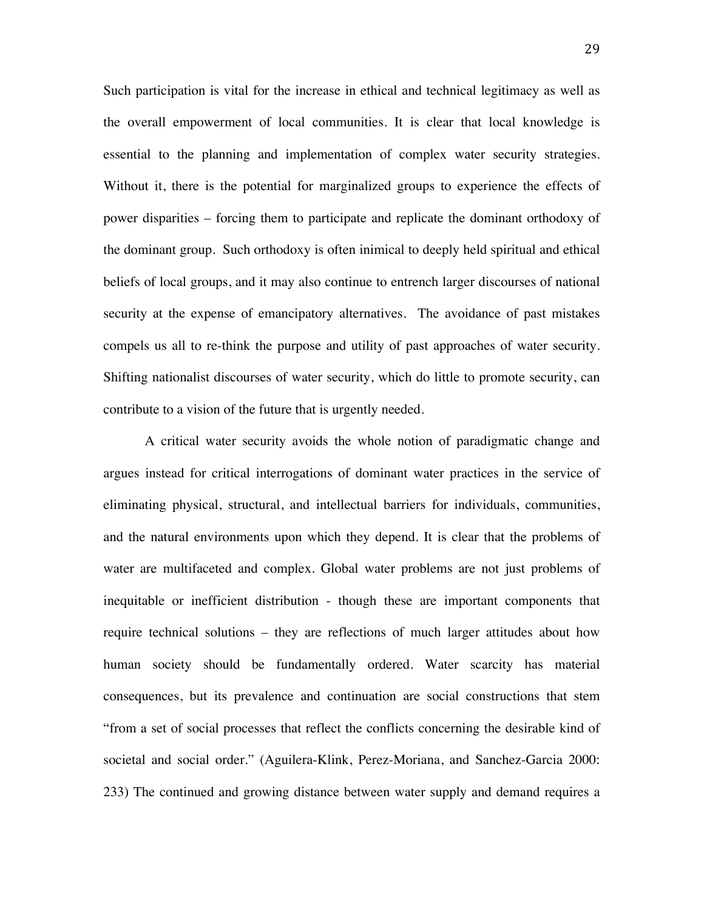Such participation is vital for the increase in ethical and technical legitimacy as well as the overall empowerment of local communities. It is clear that local knowledge is essential to the planning and implementation of complex water security strategies. Without it, there is the potential for marginalized groups to experience the effects of power disparities – forcing them to participate and replicate the dominant orthodoxy of the dominant group. Such orthodoxy is often inimical to deeply held spiritual and ethical beliefs of local groups, and it may also continue to entrench larger discourses of national security at the expense of emancipatory alternatives. The avoidance of past mistakes compels us all to re-think the purpose and utility of past approaches of water security. Shifting nationalist discourses of water security, which do little to promote security, can contribute to a vision of the future that is urgently needed.

A critical water security avoids the whole notion of paradigmatic change and argues instead for critical interrogations of dominant water practices in the service of eliminating physical, structural, and intellectual barriers for individuals, communities, and the natural environments upon which they depend. It is clear that the problems of water are multifaceted and complex. Global water problems are not just problems of inequitable or inefficient distribution - though these are important components that require technical solutions – they are reflections of much larger attitudes about how human society should be fundamentally ordered. Water scarcity has material consequences, but its prevalence and continuation are social constructions that stem "from a set of social processes that reflect the conflicts concerning the desirable kind of societal and social order." (Aguilera-Klink, Perez-Moriana, and Sanchez-Garcia 2000: 233) The continued and growing distance between water supply and demand requires a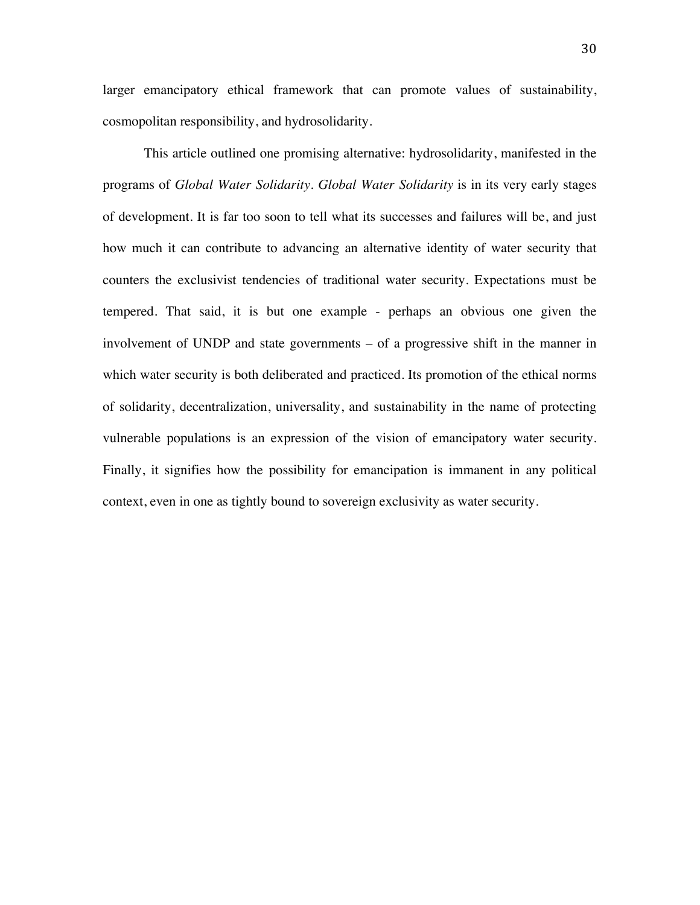larger emancipatory ethical framework that can promote values of sustainability, cosmopolitan responsibility, and hydrosolidarity.

This article outlined one promising alternative: hydrosolidarity, manifested in the programs of *Global Water Solidarity*. *Global Water Solidarity* is in its very early stages of development. It is far too soon to tell what its successes and failures will be, and just how much it can contribute to advancing an alternative identity of water security that counters the exclusivist tendencies of traditional water security. Expectations must be tempered. That said, it is but one example - perhaps an obvious one given the involvement of UNDP and state governments – of a progressive shift in the manner in which water security is both deliberated and practiced. Its promotion of the ethical norms of solidarity, decentralization, universality, and sustainability in the name of protecting vulnerable populations is an expression of the vision of emancipatory water security. Finally, it signifies how the possibility for emancipation is immanent in any political context, even in one as tightly bound to sovereign exclusivity as water security.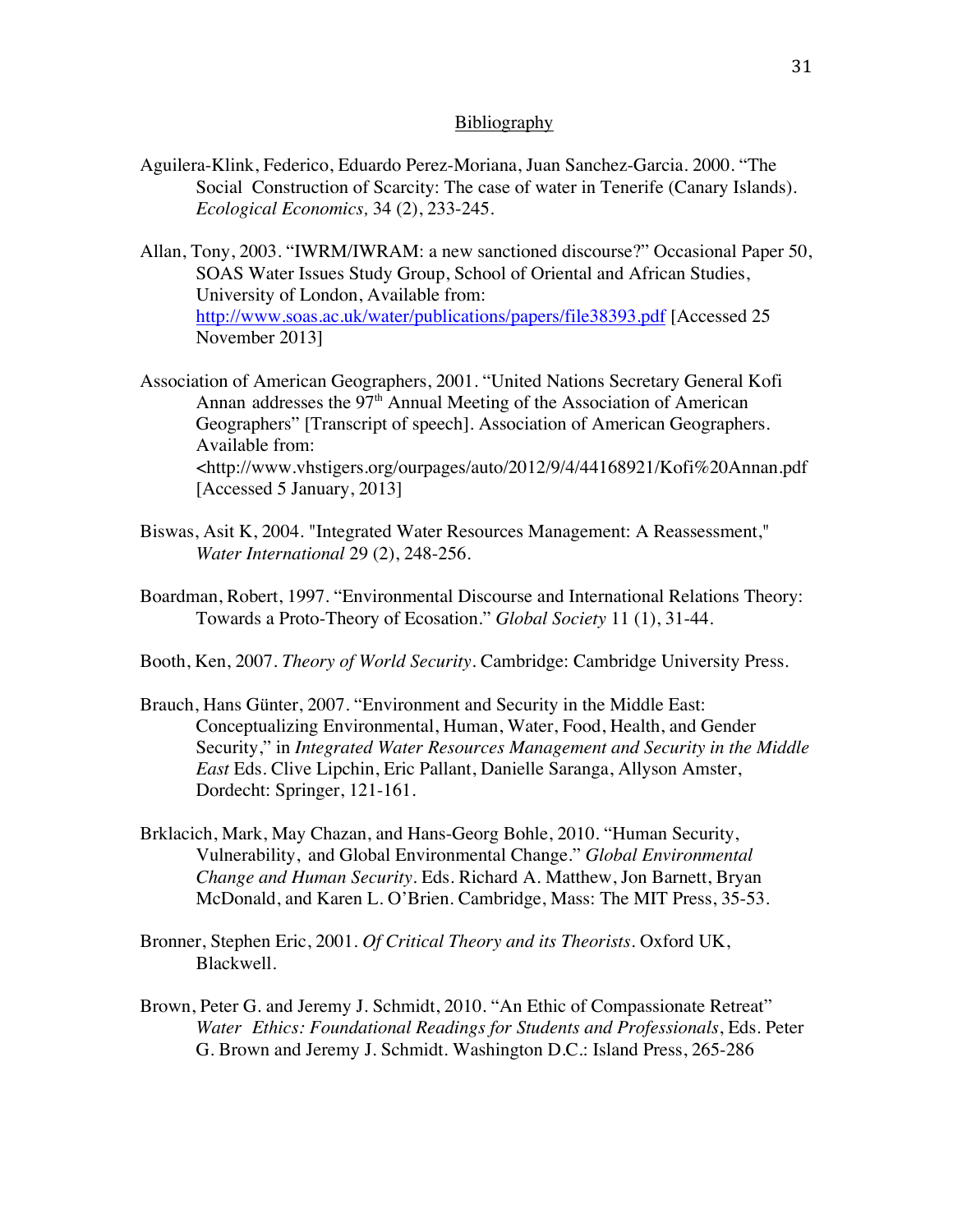## Bibliography

Aguilera-Klink, Federico, Eduardo Perez-Moriana, Juan Sanchez-Garcia. 2000. "The Social Construction of Scarcity: The case of water in Tenerife (Canary Islands). *Ecological Economics,* 34 (2), 233-245.

Allan, Tony, 2003. "IWRM/IWRAM: a new sanctioned discourse?" Occasional Paper 50, SOAS Water Issues Study Group, School of Oriental and African Studies, University of London, Available from: http://www.soas.ac.uk/water/publications/papers/file38393.pdf [Accessed 25 November 2013]

Association of American Geographers, 2001. "United Nations Secretary General Kofi Annan addresses the 97th Annual Meeting of the Association of American Geographers" [Transcript of speech]. Association of American Geographers. Available from: <http://www.vhstigers.org/ourpages/auto/2012/9/4/44168921/Kofi%20Annan.pdf [Accessed 5 January, 2013]

Biswas, Asit K, 2004. "Integrated Water Resources Management: A Reassessment," *Water International* 29 (2), 248-256.

Boardman, Robert, 1997. "Environmental Discourse and International Relations Theory: Towards a Proto-Theory of Ecosation." *Global Society* 11 (1), 31-44.

Booth, Ken, 2007. *Theory of World Security*. Cambridge: Cambridge University Press.

Brauch, Hans Günter, 2007. "Environment and Security in the Middle East: Conceptualizing Environmental, Human, Water, Food, Health, and Gender Security," in *Integrated Water Resources Management and Security in the Middle East* Eds. Clive Lipchin, Eric Pallant, Danielle Saranga, Allyson Amster, Dordecht: Springer, 121-161.

Brklacich, Mark, May Chazan, and Hans-Georg Bohle, 2010. "Human Security, Vulnerability, and Global Environmental Change." *Global Environmental Change and Human Security*. Eds. Richard A. Matthew, Jon Barnett, Bryan McDonald, and Karen L. O'Brien. Cambridge, Mass: The MIT Press, 35-53.

Bronner, Stephen Eric, 2001. *Of Critical Theory and its Theorists*. Oxford UK, Blackwell.

Brown, Peter G. and Jeremy J. Schmidt, 2010. "An Ethic of Compassionate Retreat" *Water Ethics: Foundational Readings for Students and Professionals*, Eds. Peter G. Brown and Jeremy J. Schmidt. Washington D.C.: Island Press, 265-286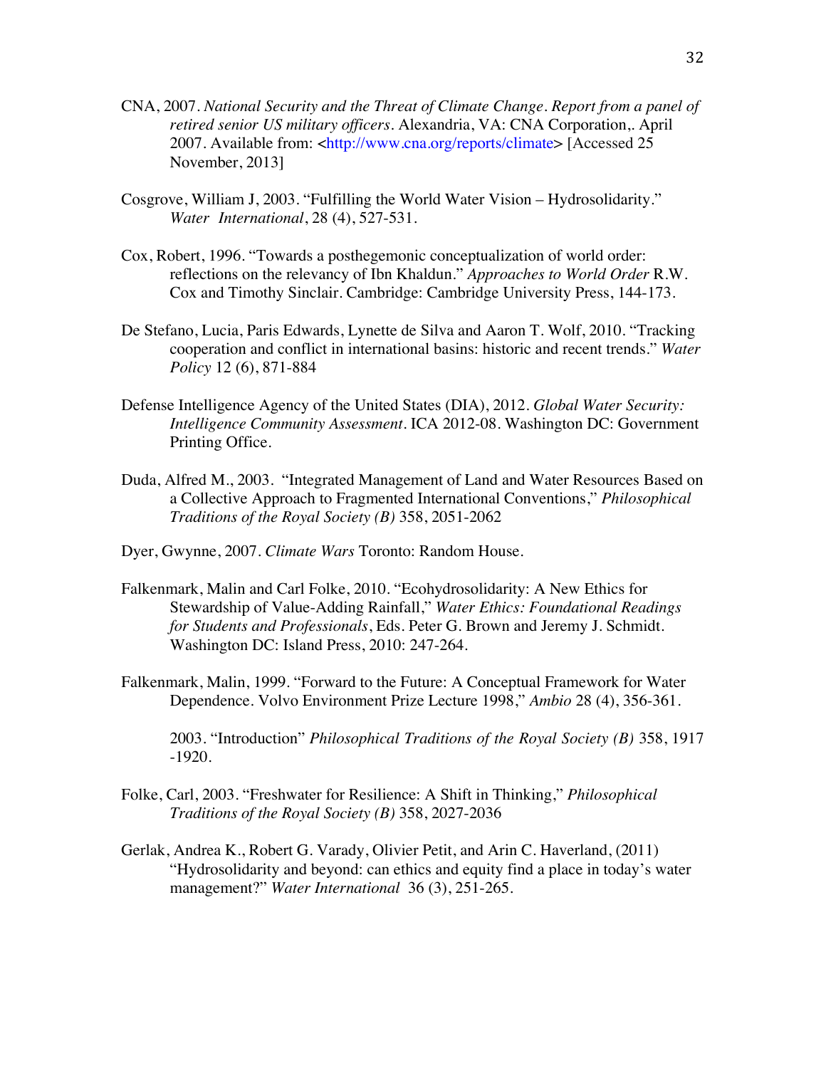CNA, 2007. *National Security and the Threat of Climate Change. Report from a panel of retired senior US military officers*. Alexandria, VA: CNA Corporation,. April 2007. Available from: <http://www.cna.org/reports/climate> [Accessed 25 November, 2013]

Cosgrove, William J, 2003. "Fulfilling the World Water Vision – Hydrosolidarity." *Water International*, 28 (4), 527-531.

Cox, Robert, 1996. "Towards a posthegemonic conceptualization of world order: reflections on the relevancy of Ibn Khaldun." *Approaches to World Order* R.W. Cox and Timothy Sinclair. Cambridge: Cambridge University Press, 144-173.

De Stefano, Lucia, Paris Edwards, Lynette de Silva and Aaron T. Wolf, 2010. "Tracking cooperation and conflict in international basins: historic and recent trends." *Water Policy* 12 (6), 871-884

Defense Intelligence Agency of the United States (DIA), 2012. *Global Water Security: Intelligence Community Assessment*. ICA 2012-08. Washington DC: Government Printing Office.

Duda, Alfred M., 2003. "Integrated Management of Land and Water Resources Based on a Collective Approach to Fragmented International Conventions," *Philosophical Traditions of the Royal Society (B)* 358, 2051-2062

Dyer, Gwynne, 2007. *Climate Wars* Toronto: Random House.

Falkenmark, Malin and Carl Folke, 2010. "Ecohydrosolidarity: A New Ethics for Stewardship of Value-Adding Rainfall," *Water Ethics: Foundational Readings for Students and Professionals*, Eds. Peter G. Brown and Jeremy J. Schmidt. Washington DC: Island Press, 2010: 247-264.

Falkenmark, Malin, 1999. "Forward to the Future: A Conceptual Framework for Water Dependence. Volvo Environment Prize Lecture 1998," *Ambio* 28 (4), 356-361.

2003. "Introduction" *Philosophical Traditions of the Royal Society (B)* 358, 1917 -1920.

Folke, Carl, 2003. "Freshwater for Resilience: A Shift in Thinking," *Philosophical Traditions of the Royal Society (B)* 358, 2027-2036

Gerlak, Andrea K., Robert G. Varady, Olivier Petit, and Arin C. Haverland, (2011) "Hydrosolidarity and beyond: can ethics and equity find a place in today's water management?" *Water International* 36 (3), 251-265.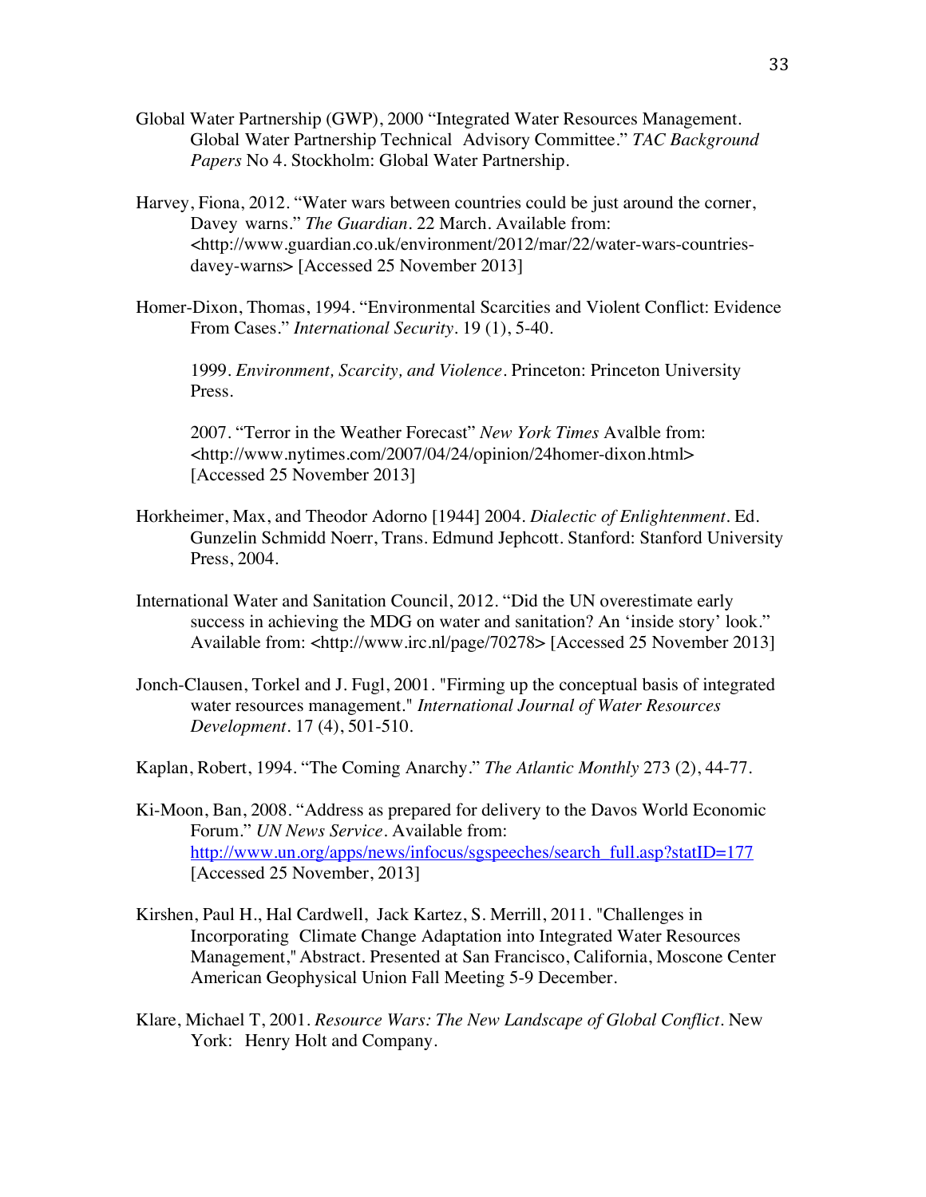Global Water Partnership (GWP), 2000 "Integrated Water Resources Management. Global Water Partnership Technical Advisory Committee." *TAC Background Papers* No 4. Stockholm: Global Water Partnership.

Harvey, Fiona, 2012. "Water wars between countries could be just around the corner, Davey warns." *The Guardian*. 22 March. Available from: <http://www.guardian.co.uk/environment/2012/mar/22/water-wars-countries-davey-warns> [Accessed 25 November 2013]

Homer-Dixon, Thomas, 1994. "Environmental Scarcities and Violent Conflict: Evidence From Cases." *International Security*. 19 (1), 5-40.

1999. *Environment, Scarcity, and Violence*. Princeton: Princeton University Press.

2007. "Terror in the Weather Forecast" *New York Times* Avalble from: <http://www.nytimes.com/2007/04/24/opinion/24homer-dixon.html> [Accessed 25 November 2013]

Horkheimer, Max, and Theodor Adorno [1944] 2004. *Dialectic of Enlightenment*. Ed. Gunzelin Schmidd Noerr, Trans. Edmund Jephcott. Stanford: Stanford University Press, 2004.

International Water and Sanitation Council, 2012. "Did the UN overestimate early success in achieving the MDG on water and sanitation? An 'inside story' look." Available from: <http://www.irc.nl/page/70278> [Accessed 25 November 2013]

Jonch-Clausen, Torkel and J. Fugl, 2001. "Firming up the conceptual basis of integrated water resources management." *International Journal of Water Resources Development*. 17 (4), 501-510.

Kaplan, Robert, 1994. "The Coming Anarchy." *The Atlantic Monthly* 273 (2), 44-77.

Ki-Moon, Ban, 2008. "Address as prepared for delivery to the Davos World Economic Forum." *UN News Service*. Available from: http://www.un.org/apps/news/infocus/sgspeeches/search_full.asp?statID=177 [Accessed 25 November, 2013]

Kirshen, Paul H., Hal Cardwell, Jack Kartez, S. Merrill, 2011. "Challenges in Incorporating Climate Change Adaptation into Integrated Water Resources Management," Abstract. Presented at San Francisco, California, Moscone Center American Geophysical Union Fall Meeting 5-9 December.

Klare, Michael T, 2001. *Resource Wars: The New Landscape of Global Conflict*. New York: Henry Holt and Company.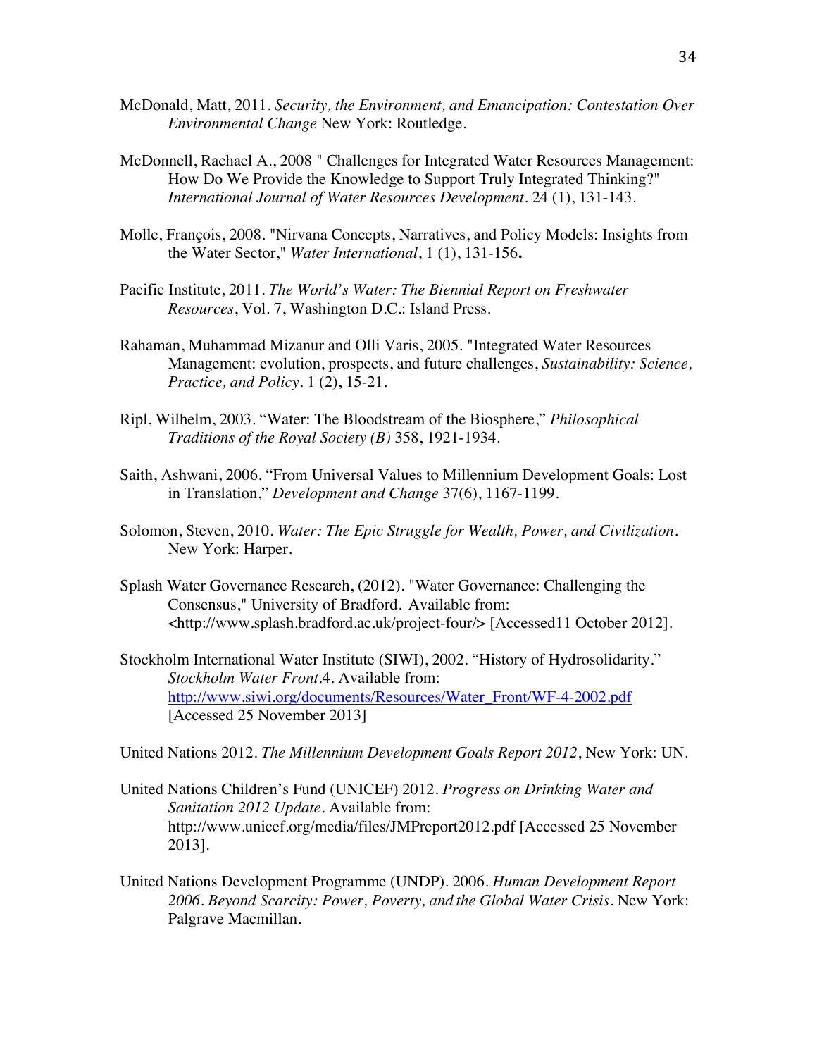McDonald, Matt, 2011. *Security, the Environment, and Emancipation: Contestation Over Environmental Change* New York: Routledge.

McDonnell, Rachael A., 2008 " Challenges for Integrated Water Resources Management: How Do We Provide the Knowledge to Support Truly Integrated Thinking?" *International Journal of Water Resources Development*. 24 (1), 131-143.

Molle, François, 2008. "Nirvana Concepts, Narratives, and Policy Models: Insights from the Water Sector," *Water International*, 1 (1), 131-156**.**

Pacific Institute, 2011. *The World's Water: The Biennial Report on Freshwater Resources*, Vol. 7, Washington D.C.: Island Press.

Rahaman, Muhammad Mizanur and Olli Varis, 2005. "Integrated Water Resources Management: evolution, prospects, and future challenges, *Sustainability: Science, Practice, and Policy*. 1 (2), 15-21.

Ripl, Wilhelm, 2003. "Water: The Bloodstream of the Biosphere," *Philosophical Traditions of the Royal Society (B)* 358, 1921-1934.

Saith, Ashwani, 2006. "From Universal Values to Millennium Development Goals: Lost in Translation," *Development and Change* 37(6), 1167-1199.

Solomon, Steven, 2010. *Water: The Epic Struggle for Wealth, Power, and Civilization*. New York: Harper.

Splash Water Governance Research, (2012). "Water Governance: Challenging the Consensus," University of Bradford. Available from: <http://www.splash.bradford.ac.uk/project-four/> [Accessed11 October 2012].

Stockholm International Water Institute (SIWI), 2002. "History of Hydrosolidarity." *Stockholm Water Front*.4. Available from: http://www.siwi.org/documents/Resources/Water_Front/WF-4-2002.pdf [Accessed 25 November 2013]

United Nations 2012. *The Millennium Development Goals Report 2012*, New York: UN.

United Nations Children's Fund (UNICEF) 2012. *Progress on Drinking Water and Sanitation 2012 Update*. Available from: http://www.unicef.org/media/files/JMPreport2012.pdf [Accessed 25 November 2013].

United Nations Development Programme (UNDP). 2006. *Human Development Report 2006. Beyond Scarcity: Power, Poverty, and the Global Water Crisis*. New York: Palgrave Macmillan.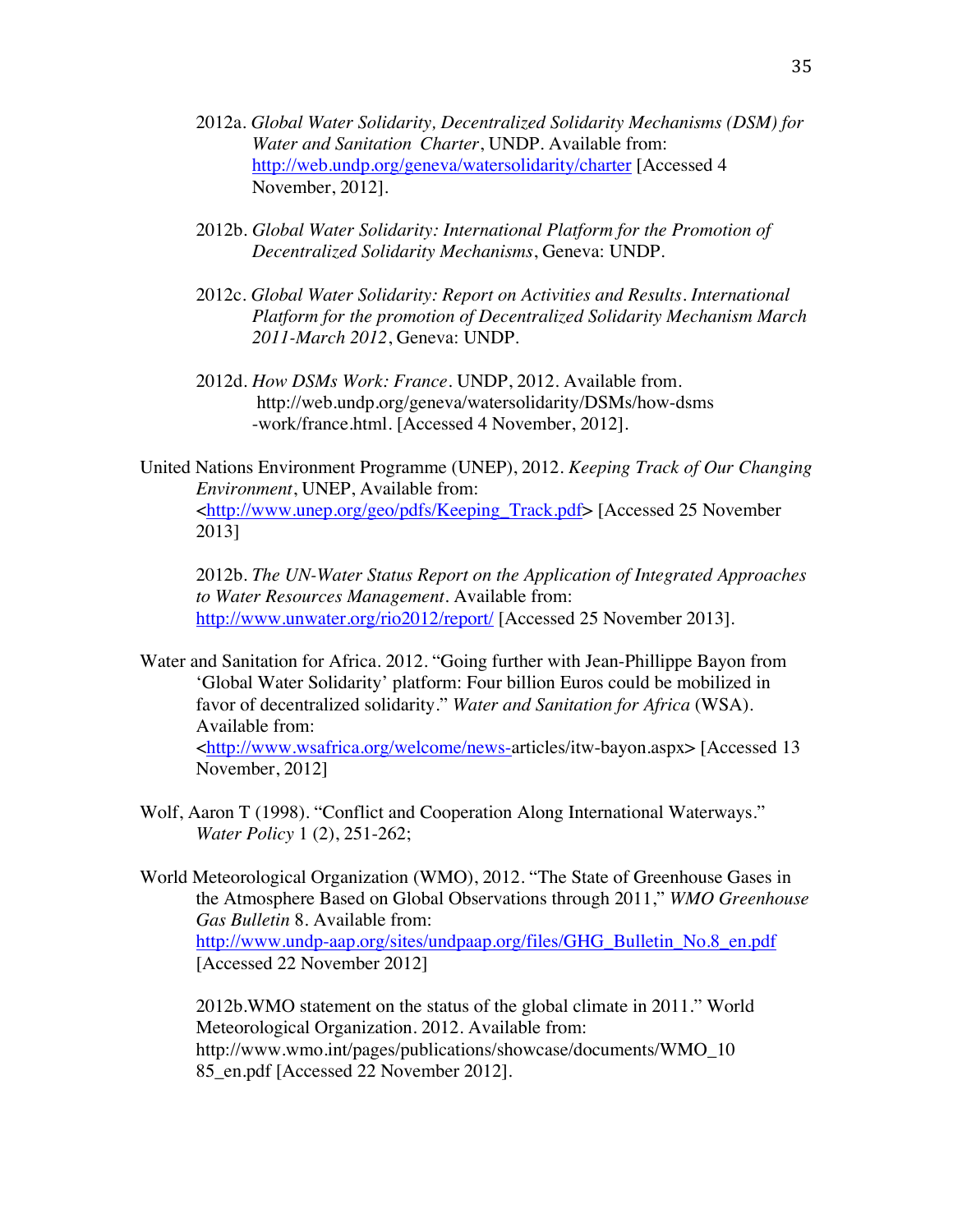2012a. *Global Water Solidarity, Decentralized Solidarity Mechanisms (DSM) for Water and Sanitation Charter*, UNDP. Available from: http://web.undp.org/geneva/watersolidarity/charter [Accessed 4 November, 2012].

2012b. *Global Water Solidarity: International Platform for the Promotion of Decentralized Solidarity Mechanisms*, Geneva: UNDP.

2012c. *Global Water Solidarity: Report on Activities and Results. International Platform for the promotion of Decentralized Solidarity Mechanism March 2011-March 2012*, Geneva: UNDP.

2012d. *How DSMs Work: France*. UNDP, 2012. Available from. http://web.undp.org/geneva/watersolidarity/DSMs/how-dsms -work/france.html. [Accessed 4 November, 2012].

United Nations Environment Programme (UNEP), 2012. *Keeping Track of Our Changing Environment*, UNEP, Available from: <http://www.unep.org/geo/pdfs/Keeping_Track.pdf> [Accessed 25 November 2013]

2012b. *The UN-Water Status Report on the Application of Integrated Approaches to Water Resources Management*. Available from: http://www.unwater.org/rio2012/report/ [Accessed 25 November 2013].

Water and Sanitation for Africa. 2012. "Going further with Jean-Phillippe Bayon from 'Global Water Solidarity' platform: Four billion Euros could be mobilized in favor of decentralized solidarity." *Water and Sanitation for Africa* (WSA). Available from: <http://www.wsafrica.org/welcome/news-articles/itw-bayon.aspx> [Accessed 13 November, 2012]

Wolf, Aaron T (1998). "Conflict and Cooperation Along International Waterways." *Water Policy* 1 (2), 251-262;

World Meteorological Organization (WMO), 2012. "The State of Greenhouse Gases in the Atmosphere Based on Global Observations through 2011," *WMO Greenhouse Gas Bulletin* 8. Available from: http://www.undp-aap.org/sites/undpaap.org/files/GHG_Bulletin_No.8_en.pdf [Accessed 22 November 2012]

2012b.WMO statement on the status of the global climate in 2011." World Meteorological Organization. 2012. Available from: http://www.wmo.int/pages/publications/showcase/documents/WMO_1085_en.pdf [Accessed 22 November 2012].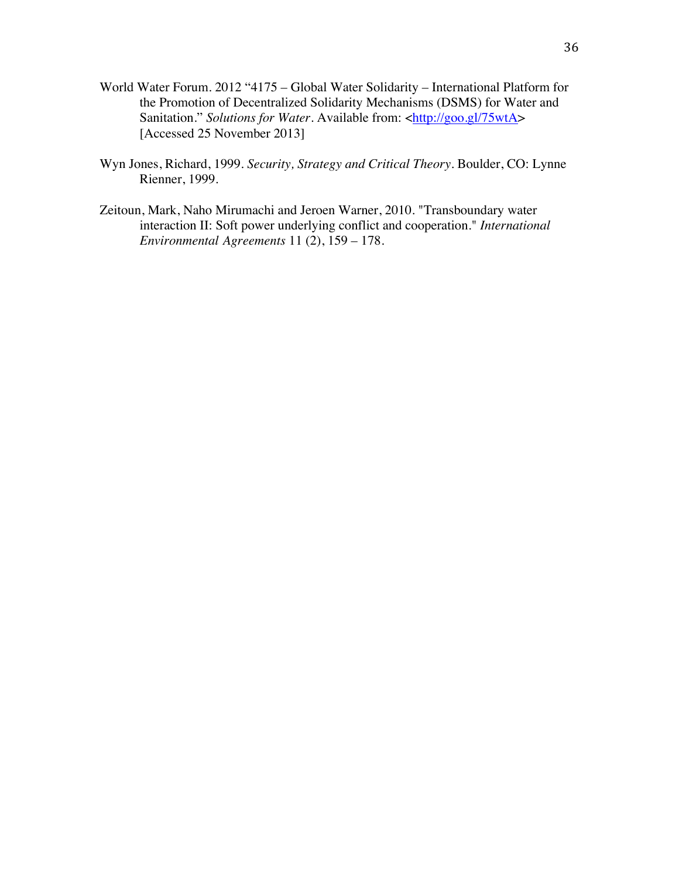World Water Forum. 2012 "4175 – Global Water Solidarity – International Platform for the Promotion of Decentralized Solidarity Mechanisms (DSMS) for Water and Sanitation." *Solutions for Water*. Available from: <http://goo.gl/75wtA> [Accessed 25 November 2013]

Wyn Jones, Richard, 1999. *Security, Strategy and Critical Theory*. Boulder, CO: Lynne Rienner, 1999.

Zeitoun, Mark, Naho Mirumachi and Jeroen Warner, 2010. "Transboundary water interaction II: Soft power underlying conflict and cooperation." *International Environmental Agreements* 11 (2), 159 – 178.